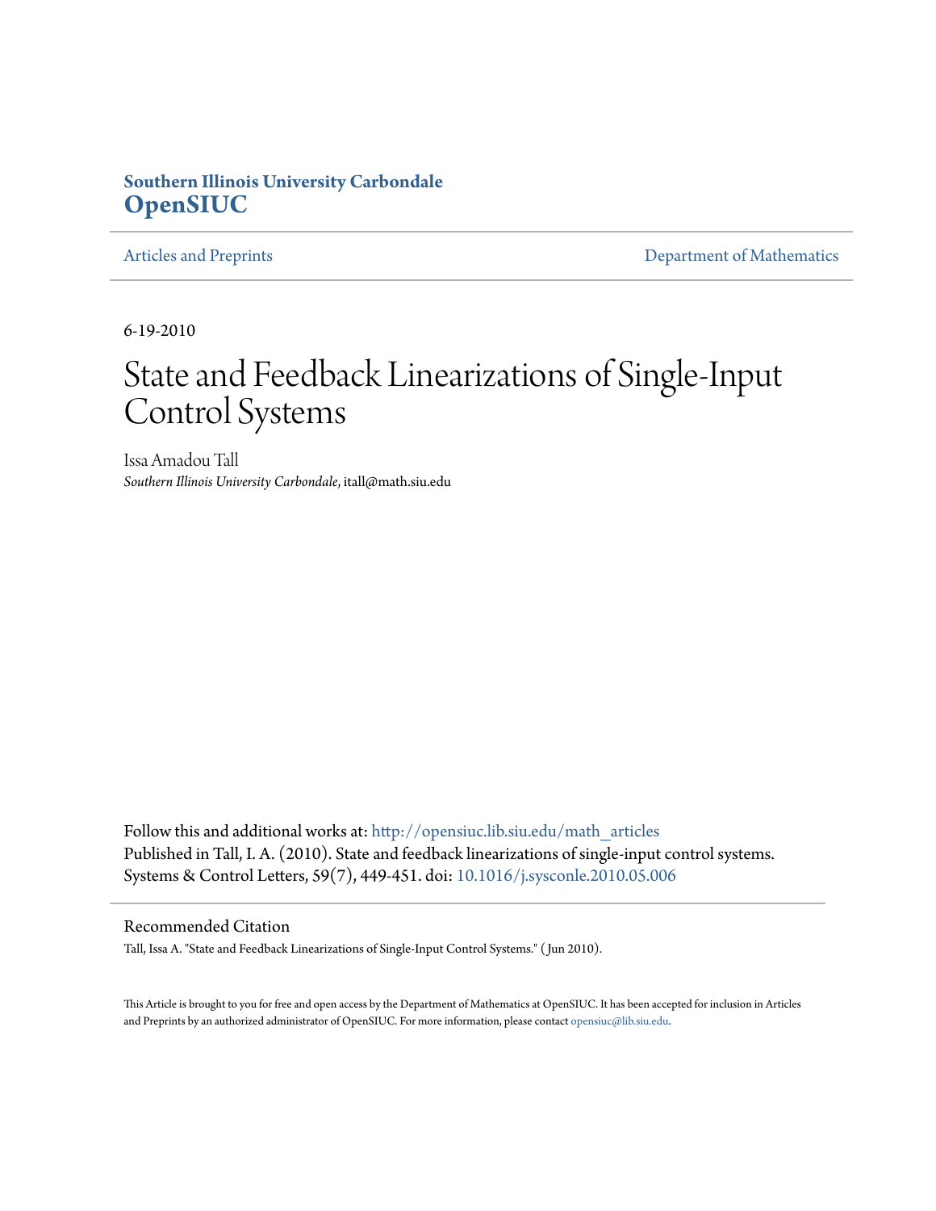**Southern Illinois University Carbondale**
**OpenSIUC**

Articles and Preprints | Department of Mathematics

6-19-2010

# State and Feedback Linearizations of Single-Input Control Systems

Issa Amadou Tall
*Southern Illinois University Carbondale*, itall@math.siu.edu

Follow this and additional works at: http://opensiuc.lib.siu.edu/math_articles
Published in Tall, I. A. (2010). State and feedback linearizations of single-input control systems. Systems & Control Letters, 59(7), 449-451. doi: 10.1016/j.sysconle.2010.05.006

## Recommended Citation

Tall, Issa A. "State and Feedback Linearizations of Single-Input Control Systems." ( Jun 2010).

This Article is brought to you for free and open access by the Department of Mathematics at OpenSIUC. It has been accepted for inclusion in Articles and Preprints by an authorized administrator of OpenSIUC. For more information, please contact opensiuc@lib.siu.edu.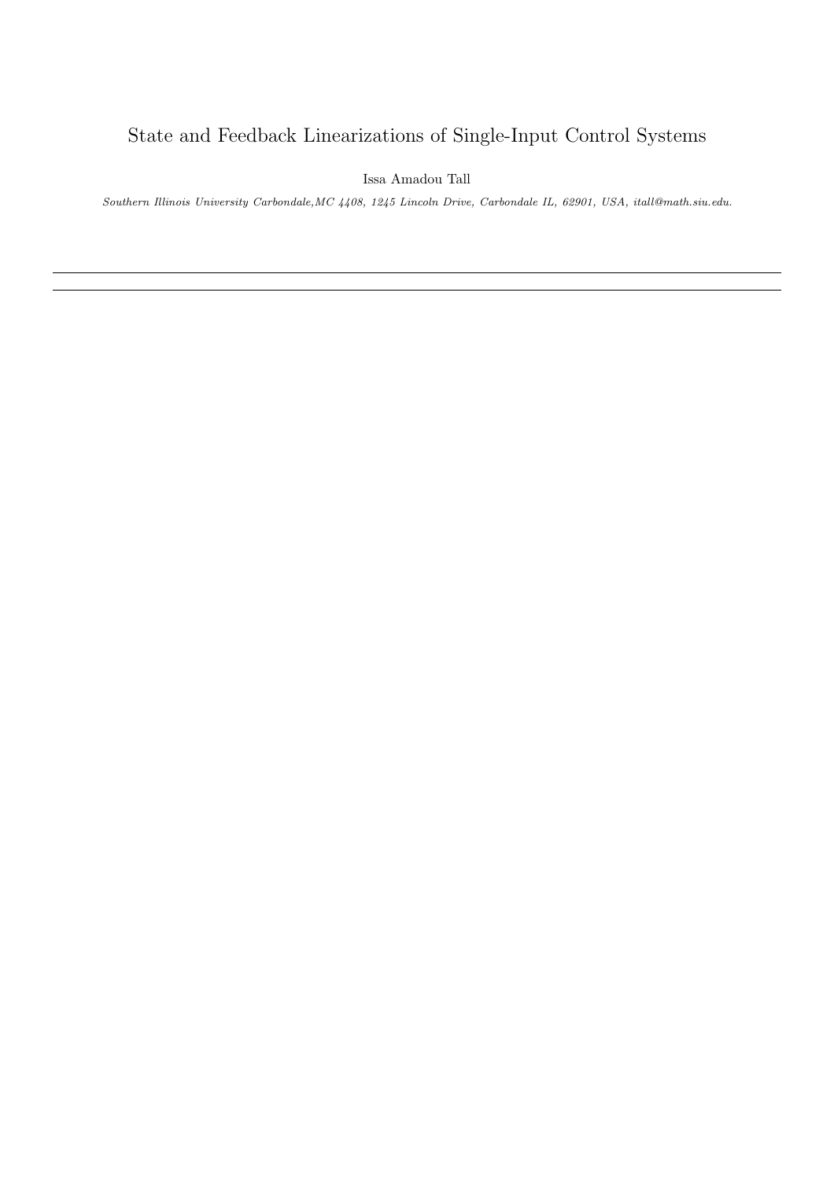# State and Feedback Linearizations of Single-Input Control Systems

Issa Amadou Tall

*Southern Illinois University Carbondale, MC 4408, 1245 Lincoln Drive, Carbondale IL, 62901, USA, itall@math.siu.edu.*

---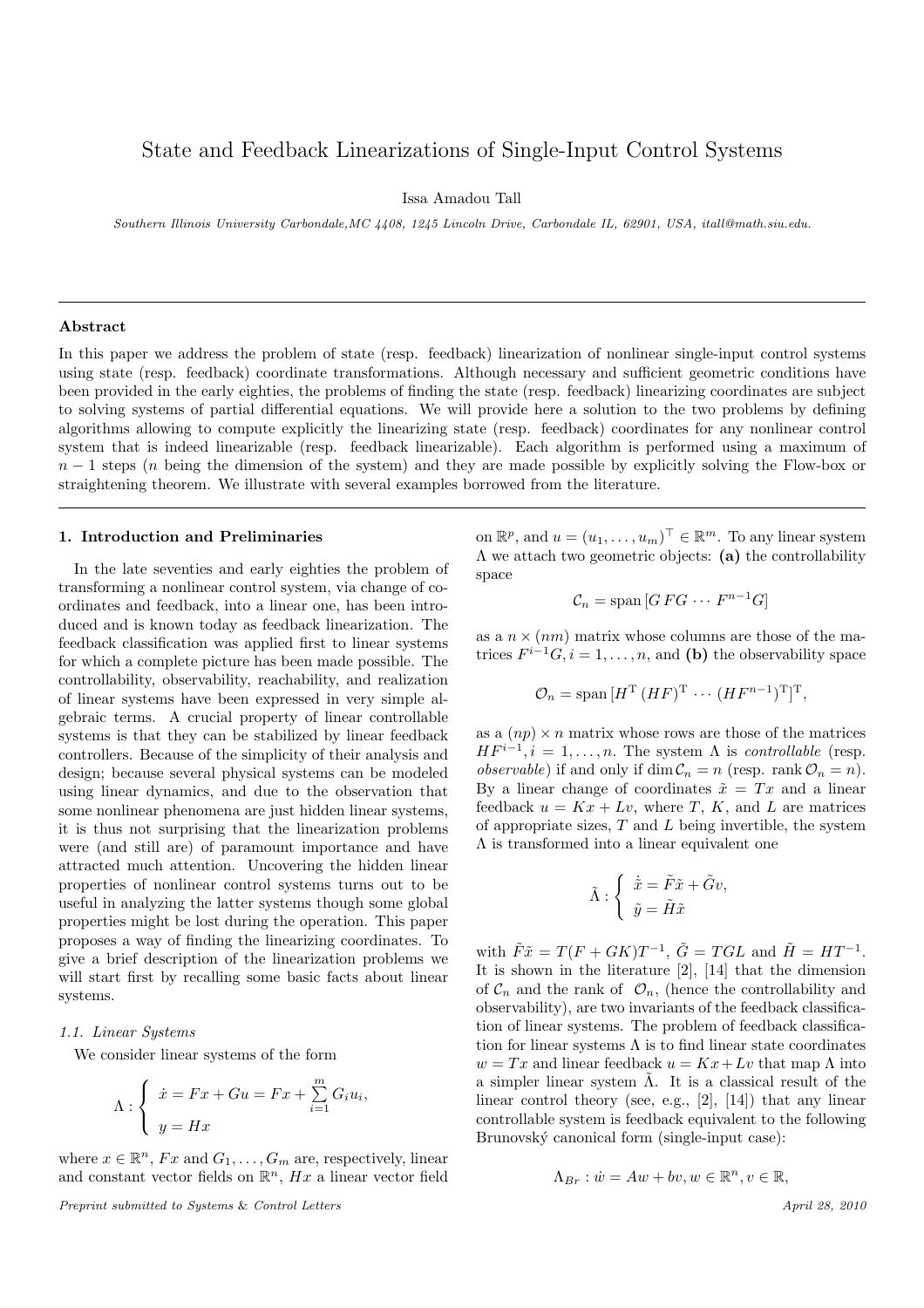# State and Feedback Linearizations of Single-Input Control Systems

Issa Amadou Tall

*Southern Illinois University Carbondale,MC 4408, 1245 Lincoln Drive, Carbondale IL, 62901, USA, itall@math.siu.edu.*

---

### Abstract

In this paper we address the problem of state (resp. feedback) linearization of nonlinear single-input control systems using state (resp. feedback) coordinate transformations. Although necessary and sufficient geometric conditions have been provided in the early eighties, the problems of finding the state (resp. feedback) linearizing coordinates are subject to solving systems of partial differential equations. We will provide here a solution to the two problems by defining algorithms allowing to compute explicitly the linearizing state (resp. feedback) coordinates for any nonlinear control system that is indeed linearizable (resp. feedback linearizable). Each algorithm is performed using a maximum of $n-1$ steps ($n$ being the dimension of the system) and they are made possible by explicitly solving the Flow-box or straightening theorem. We illustrate with several examples borrowed from the literature.

---

## 1. Introduction and Preliminaries

In the late seventies and early eighties the problem of transforming a nonlinear control system, via change of coordinates and feedback, into a linear one, has been introduced and is known today as feedback linearization. The feedback classification was applied first to linear systems for which a complete picture has been made possible. The controllability, observability, reachability, and realization of linear systems have been expressed in very simple algebraic terms. A crucial property of linear controllable systems is that they can be stabilized by linear feedback controllers. Because of the simplicity of their analysis and design; because several physical systems can be modeled using linear dynamics, and due to the observation that some nonlinear phenomena are just hidden linear systems, it is thus not surprising that the linearization problems were (and still are) of paramount importance and have attracted much attention. Uncovering the hidden linear properties of nonlinear control systems turns out to be useful in analyzing the latter systems though some global properties might be lost during the operation. This paper proposes a way of finding the linearizing coordinates. To give a brief description of the linearization problems we will start first by recalling some basic facts about linear systems.

### *1.1. Linear Systems*

We consider linear systems of the form

$$\Lambda : \begin{cases} \dot{x} = Fx + Gu = Fx + \sum\limits_{i=1}^{m} G_i u_i, \\ y = Hx \end{cases}$$

where $x \in \mathbb{R}^n$, $Fx$ and $G_1, \ldots, G_m$ are, respectively, linear and constant vector fields on $\mathbb{R}^n$, $Hx$ a linear vector field on $\mathbb{R}^p$, and $u = (u_1, \ldots, u_m)^\top \in \mathbb{R}^m$. To any linear system $\Lambda$ we attach two geometric objects: **(a)** the controllability space

$$\mathcal{C}_n = \text{span}\,[G\, FG \cdots F^{n-1}G]$$

as a $n \times (nm)$ matrix whose columns are those of the matrices $F^{i-1}G, i = 1, \ldots, n$, and **(b)** the observability space

$$\mathcal{O}_n = \text{span}\,[H^{\mathrm{T}}\, (HF)^{\mathrm{T}} \cdots (HF^{n-1})^{\mathrm{T}}]^{\mathrm{T}},$$

as a $(np) \times n$ matrix whose rows are those of the matrices $HF^{i-1}, i = 1, \ldots, n$. The system $\Lambda$ is *controllable* (resp. *observable*) if and only if $\dim \mathcal{C}_n = n$ (resp. $\text{rank}\, \mathcal{O}_n = n$). By a linear change of coordinates $\tilde{x} = Tx$ and a linear feedback $u = Kx + Lv$, where $T$, $K$, and $L$ are matrices of appropriate sizes, $T$ and $L$ being invertible, the system $\Lambda$ is transformed into a linear equivalent one

$$\tilde{\Lambda} : \begin{cases} \dot{\tilde{x}} = \tilde{F}\tilde{x} + \tilde{G}v, \\ \tilde{y} = \tilde{H}\tilde{x} \end{cases}$$

with $\tilde{F}\tilde{x} = T(F + GK)T^{-1}$, $\tilde{G} = TGL$ and $\tilde{H} = HT^{-1}$. It is shown in the literature [2], [14] that the dimension of $\mathcal{C}_n$ and the rank of $\mathcal{O}_n$, (hence the controllability and observability), are two invariants of the feedback classification of linear systems. The problem of feedback classification for linear systems $\Lambda$ is to find linear state coordinates $w = Tx$ and linear feedback $u = Kx + Lv$ that map $\Lambda$ into a simpler linear system $\tilde{\Lambda}$. It is a classical result of the linear control theory (see, e.g., [2], [14]) that any linear controllable system is feedback equivalent to the following Brunovský canonical form (single-input case):

$$\Lambda_{Br} : \dot{w} = Aw + bv, w \in \mathbb{R}^n, v \in \mathbb{R},$$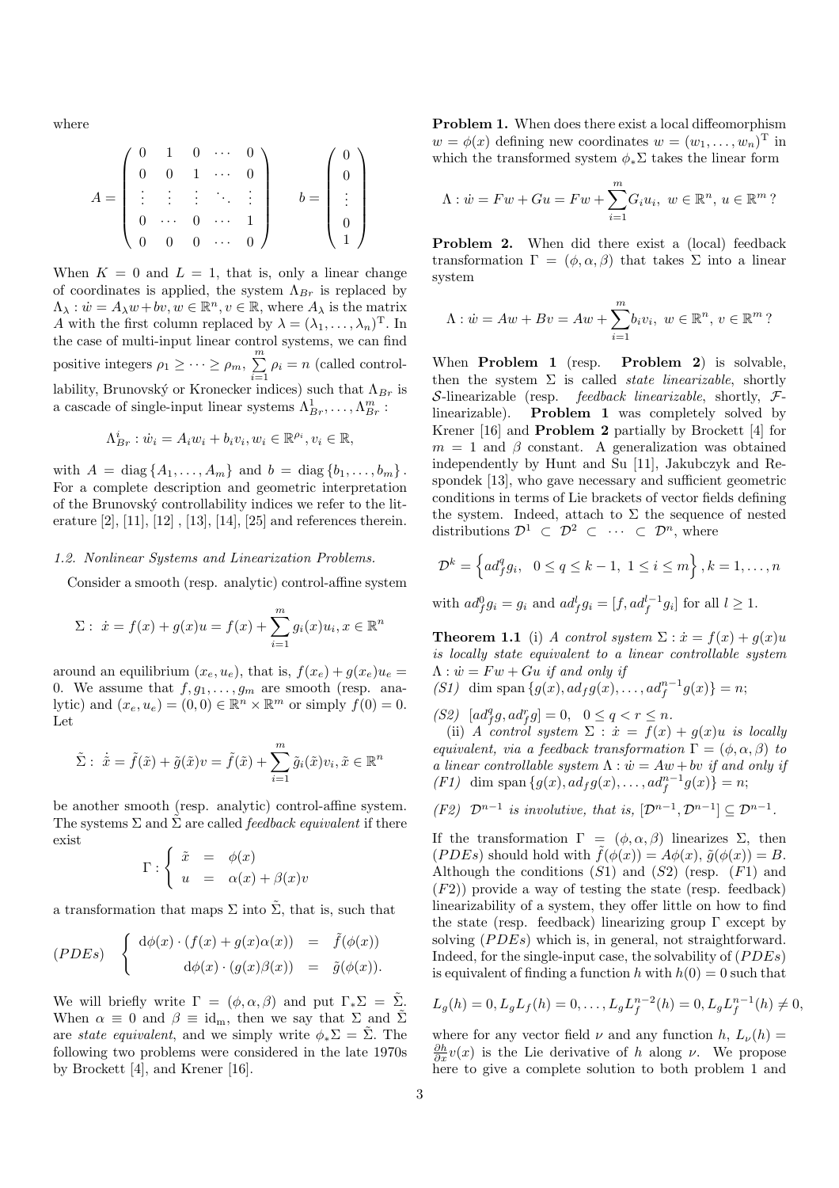where

$$A = \begin{pmatrix} 0 & 1 & 0 & \cdots & 0 \\ 0 & 0 & 1 & \cdots & 0 \\ \vdots & \vdots & \vdots & \ddots & \vdots \\ 0 & \cdots & 0 & \cdots & 1 \\ 0 & 0 & 0 & \cdots & 0 \end{pmatrix} \qquad b = \begin{pmatrix} 0 \\ 0 \\ \vdots \\ 0 \\ 1 \end{pmatrix}$$

When $K = 0$ and $L = 1$, that is, only a linear change of coordinates is applied, the system $\Lambda_{Br}$ is replaced by $\Lambda_\lambda : \dot{w} = A_\lambda w + bv, w \in \mathbb{R}^n, v \in \mathbb{R}$, where $A_\lambda$ is the matrix $A$ with the first column replaced by $\lambda = (\lambda_1, \ldots, \lambda_n)^{\mathrm{T}}$. In the case of multi-input linear control systems, we can find positive integers $\rho_1 \geq \cdots \geq \rho_m$, $\sum_{i=1}^{m} \rho_i = n$ (called controllability, Brunovský or Kronecker indices) such that $\Lambda_{Br}$ is a cascade of single-input linear systems $\Lambda_{Br}^1, \ldots, \Lambda_{Br}^m$ :

$$\Lambda_{Br}^i : \dot{w}_i = A_i w_i + b_i v_i, w_i \in \mathbb{R}^{\rho_i}, v_i \in \mathbb{R},$$

with $A = \mathrm{diag}\{A_1, \ldots, A_m\}$ and $b = \mathrm{diag}\{b_1, \ldots, b_m\}$. For a complete description and geometric interpretation of the Brunovský controllability indices we refer to the literature [2], [11], [12] , [13], [14], [25] and references therein.

### 1.2. Nonlinear Systems and Linearization Problems.

Consider a smooth (resp. analytic) control-affine system

$$\Sigma : \ \dot{x} = f(x) + g(x)u = f(x) + \sum_{i=1}^{m} g_i(x)u_i, x \in \mathbb{R}^n$$

around an equilibrium $(x_e, u_e)$, that is, $f(x_e) + g(x_e)u_e = 0$. We assume that $f, g_1, \ldots, g_m$ are smooth (resp. analytic) and $(x_e, u_e) = (0, 0) \in \mathbb{R}^n \times \mathbb{R}^m$ or simply $f(0) = 0$. Let

$$\tilde{\Sigma} : \ \dot{\tilde{x}} = \tilde{f}(\tilde{x}) + \tilde{g}(\tilde{x})v = \tilde{f}(\tilde{x}) + \sum_{i=1}^{m} \tilde{g}_i(\tilde{x})v_i, \tilde{x} \in \mathbb{R}^n$$

be another smooth (resp. analytic) control-affine system. The systems $\Sigma$ and $\tilde{\Sigma}$ are called *feedback equivalent* if there exist

$$\Gamma : \left\{ \begin{array}{lcl} \tilde{x} & = & \phi(x) \\ u & = & \alpha(x) + \beta(x)v \end{array} \right.$$

a transformation that maps $\Sigma$ into $\tilde{\Sigma}$, that is, such that

$$(PDEs) \quad \left\{ \begin{array}{lcl} \mathrm{d}\phi(x) \cdot (f(x) + g(x)\alpha(x)) & = & \tilde{f}(\phi(x)) \\ \mathrm{d}\phi(x) \cdot (g(x)\beta(x)) & = & \tilde{g}(\phi(x)). \end{array} \right.$$

We will briefly write $\Gamma = (\phi, \alpha, \beta)$ and put $\Gamma_* \Sigma = \tilde{\Sigma}$. When $\alpha \equiv 0$ and $\beta \equiv \mathrm{id_m}$, then we say that $\Sigma$ and $\tilde{\Sigma}$ are *state equivalent*, and we simply write $\phi_* \Sigma = \tilde{\Sigma}$. The following two problems were considered in the late 1970s by Brockett [4], and Krener [16].

**Problem 1.** When does there exist a local diffeomorphism $w = \phi(x)$ defining new coordinates $w = (w_1, \ldots, w_n)^{\mathrm{T}}$ in which the transformed system $\phi_* \Sigma$ takes the linear form

$$\Lambda : \dot{w} = Fw + Gu = Fw + \sum_{i=1}^{m} G_i u_i, \ w \in \mathbb{R}^n, \ u \in \mathbb{R}^m \ ?$$

**Problem 2.** When did there exist a (local) feedback transformation $\Gamma = (\phi, \alpha, \beta)$ that takes $\Sigma$ into a linear system

$$\Lambda : \dot{w} = Aw + Bv = Aw + \sum_{i=1}^{m} b_i v_i, \ w \in \mathbb{R}^n, \ v \in \mathbb{R}^m \ ?$$

When **Problem 1** (resp. **Problem 2**) is solvable, then the system $\Sigma$ is called *state linearizable*, shortly $\mathcal{S}$-linearizable (resp. *feedback linearizable*, shortly, $\mathcal{F}$-linearizable). **Problem 1** was completely solved by Krener [16] and **Problem 2** partially by Brockett [4] for $m = 1$ and $\beta$ constant. A generalization was obtained independently by Hunt and Su [11], Jakubczyk and Respondek [13], who gave necessary and sufficient geometric conditions in terms of Lie brackets of vector fields defining the system. Indeed, attach to $\Sigma$ the sequence of nested distributions $\mathcal{D}^1 \subset \mathcal{D}^2 \subset \cdots \subset \mathcal{D}^n$, where

$$\mathcal{D}^k = \left\{ ad_f^q g_i, \ \ 0 \leq q \leq k-1, \ 1 \leq i \leq m \right\}, k = 1, \ldots, n$$

with $ad_f^0 g_i = g_i$ and $ad_f^l g_i = [f, ad_f^{l-1} g_i]$ for all $l \geq 1$.

**Theorem 1.1** (i) *A control system $\Sigma : \dot{x} = f(x) + g(x)u$ is locally state equivalent to a linear controllable system $\Lambda : \dot{w} = Fw + Gu$ if and only if*
*(S1)* $\dim \mathrm{span}\{g(x), ad_f g(x), \ldots, ad_f^{n-1} g(x)\} = n$;

*(S2)* $[ad_f^q g, ad_f^r g] = 0, \ \ 0 \leq q < r \leq n.$

(ii) *A control system $\Sigma : \dot{x} = f(x) + g(x)u$ is locally equivalent, via a feedback transformation $\Gamma = (\phi, \alpha, \beta)$ to a linear controllable system $\Lambda : \dot{w} = Aw + bv$ if and only if*
*(F1)* $\dim \mathrm{span}\{g(x), ad_f g(x), \ldots, ad_f^{n-1} g(x)\} = n$;

*(F2)* *$\mathcal{D}^{n-1}$ is involutive, that is,* $[\mathcal{D}^{n-1}, \mathcal{D}^{n-1}] \subseteq \mathcal{D}^{n-1}$.

If the transformation $\Gamma = (\phi, \alpha, \beta)$ linearizes $\Sigma$, then $(PDEs)$ should hold with $\tilde{f}(\phi(x)) = A\phi(x)$, $\tilde{g}(\phi(x)) = B$. Although the conditions $(S1)$ and $(S2)$ (resp. $(F1)$ and $(F2)$) provide a way of testing the state (resp. feedback) linearizability of a system, they offer little on how to find the state (resp. feedback) linearizing group $\Gamma$ except by solving $(PDEs)$ which is, in general, not straightforward. Indeed, for the single-input case, the solvability of $(PDEs)$ is equivalent of finding a function $h$ with $h(0) = 0$ such that

$$L_g(h) = 0, L_g L_f(h) = 0, \ldots, L_g L_f^{n-2}(h) = 0, L_g L_f^{n-1}(h) \neq 0,$$

where for any vector field $\nu$ and any function $h$, $L_\nu(h) = \frac{\partial h}{\partial x} v(x)$ is the Lie derivative of $h$ along $\nu$. We propose here to give a complete solution to both problem 1 and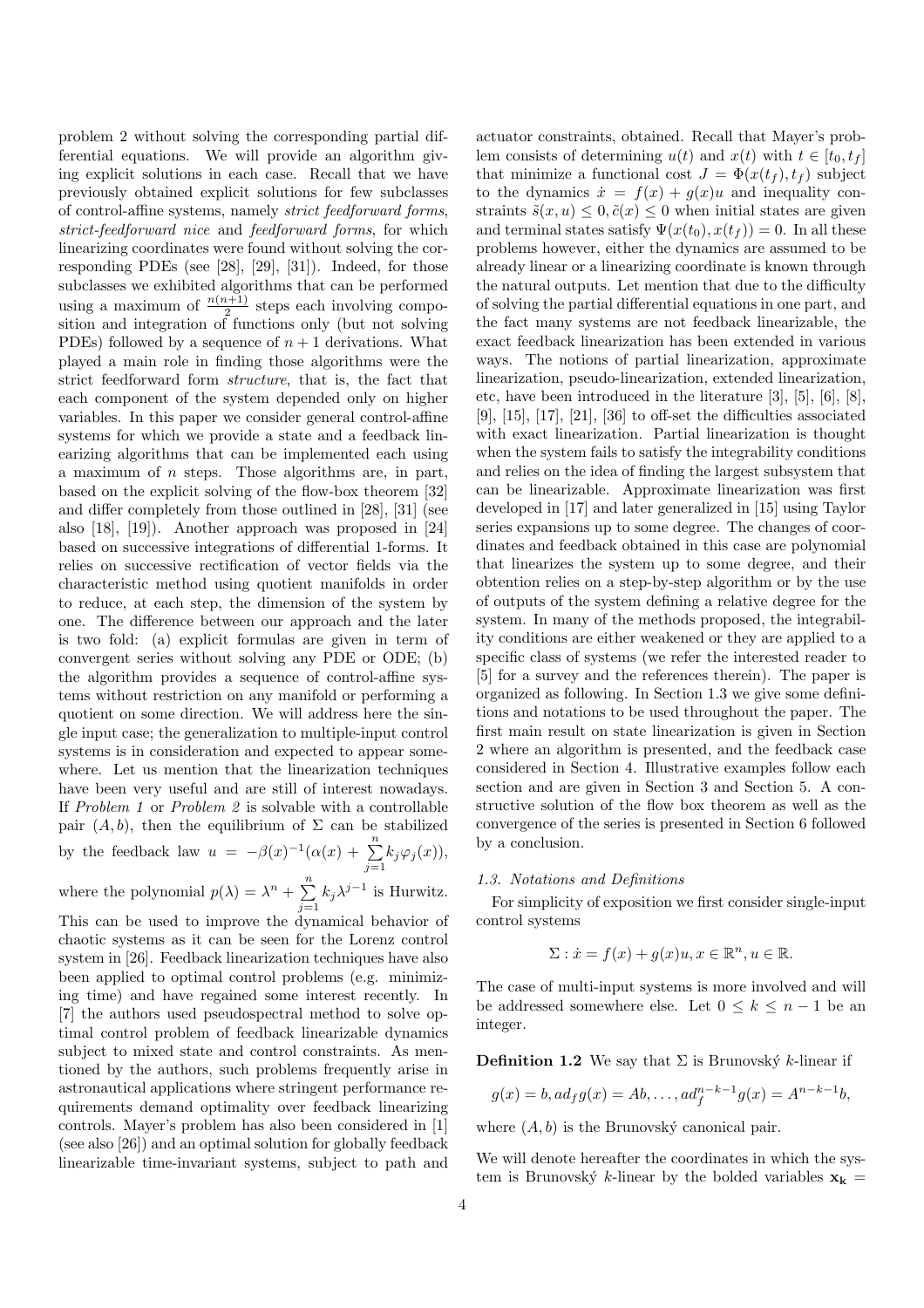problem 2 without solving the corresponding partial differential equations. We will provide an algorithm giving explicit solutions in each case. Recall that we have previously obtained explicit solutions for few subclasses of control-affine systems, namely *strict feedforward forms*, *strict-feedforward nice* and *feedforward forms*, for which linearizing coordinates were found without solving the corresponding PDEs (see [28], [29], [31]). Indeed, for those subclasses we exhibited algorithms that can be performed using a maximum of $\frac{n(n+1)}{2}$ steps each involving composition and integration of functions only (but not solving PDEs) followed by a sequence of $n+1$ derivations. What played a main role in finding those algorithms were the strict feedforward form *structure*, that is, the fact that each component of the system depended only on higher variables. In this paper we consider general control-affine systems for which we provide a state and a feedback linearizing algorithms that can be implemented each using a maximum of $n$ steps. Those algorithms are, in part, based on the explicit solving of the flow-box theorem [32] and differ completely from those outlined in [28], [31] (see also [18], [19]). Another approach was proposed in [24] based on successive integrations of differential 1-forms. It relies on successive rectification of vector fields via the characteristic method using quotient manifolds in order to reduce, at each step, the dimension of the system by one. The difference between our approach and the later is two fold: (a) explicit formulas are given in term of convergent series without solving any PDE or ODE; (b) the algorithm provides a sequence of control-affine systems without restriction on any manifold or performing a quotient on some direction. We will address here the single input case; the generalization to multiple-input control systems is in consideration and expected to appear somewhere. Let us mention that the linearization techniques have been very useful and are still of interest nowadays. If *Problem 1* or *Problem 2* is solvable with a controllable pair $(A, b)$, then the equilibrium of $\Sigma$ can be stabilized by the feedback law $u = -\beta(x)^{-1}(\alpha(x) + \sum_{j=1}^{n} k_j \varphi_j(x))$, where the polynomial $p(\lambda) = \lambda^n + \sum_{j=1}^{n} k_j \lambda^{j-1}$ is Hurwitz. This can be used to improve the dynamical behavior of chaotic systems as it can be seen for the Lorenz control system in [26]. Feedback linearization techniques have also been applied to optimal control problems (e.g. minimizing time) and have regained some interest recently. In [7] the authors used pseudospectral method to solve optimal control problem of feedback linearizable dynamics subject to mixed state and control constraints. As mentioned by the authors, such problems frequently arise in astronautical applications where stringent performance requirements demand optimality over feedback linearizing controls. Mayer's problem has also been considered in [1] (see also [26]) and an optimal solution for globally feedback linearizable time-invariant systems, subject to path and actuator constraints, obtained. Recall that Mayer's problem consists of determining $u(t)$ and $x(t)$ with $t \in [t_0, t_f]$ that minimize a functional cost $J = \Phi(x(t_f), t_f)$ subject to the dynamics $\dot{x} = f(x) + g(x)u$ and inequality constraints $\tilde{s}(x, u) \le 0, \tilde{c}(x) \le 0$ when initial states are given and terminal states satisfy $\Psi(x(t_0), x(t_f)) = 0$. In all these problems however, either the dynamics are assumed to be already linear or a linearizing coordinate is known through the natural outputs. Let mention that due to the difficulty of solving the partial differential equations in one part, and the fact many systems are not feedback linearizable, the exact feedback linearization has been extended in various ways. The notions of partial linearization, approximate linearization, pseudo-linearization, extended linearization, etc, have been introduced in the literature [3], [5], [6], [8], [9], [15], [17], [21], [36] to off-set the difficulties associated with exact linearization. Partial linearization is thought when the system fails to satisfy the integrability conditions and relies on the idea of finding the largest subsystem that can be linearizable. Approximate linearization was first developed in [17] and later generalized in [15] using Taylor series expansions up to some degree. The changes of coordinates and feedback obtained in this case are polynomial that linearizes the system up to some degree, and their obtention relies on a step-by-step algorithm or by the use of outputs of the system defining a relative degree for the system. In many of the methods proposed, the integrability conditions are either weakened or they are applied to a specific class of systems (we refer the interested reader to [5] for a survey and the references therein). The paper is organized as following. In Section 1.3 we give some definitions and notations to be used throughout the paper. The first main result on state linearization is given in Section 2 where an algorithm is presented, and the feedback case considered in Section 4. Illustrative examples follow each section and are given in Section 3 and Section 5. A constructive solution of the flow box theorem as well as the convergence of the series is presented in Section 6 followed by a conclusion.

### 1.3. Notations and Definitions

For simplicity of exposition we first consider single-input control systems

$$\Sigma : \dot{x} = f(x) + g(x)u, x \in \mathbb{R}^n, u \in \mathbb{R}.$$

The case of multi-input systems is more involved and will be addressed somewhere else. Let $0 \le k \le n-1$ be an integer.

**Definition 1.2** We say that $\Sigma$ is Brunovský $k$-linear if

$$g(x) = b, ad_f g(x) = Ab, \ldots, ad_f^{n-k-1} g(x) = A^{n-k-1}b,$$

where $(A, b)$ is the Brunovský canonical pair.

We will denote hereafter the coordinates in which the system is Brunovský $k$-linear by the bolded variables $\mathbf{x_k} =$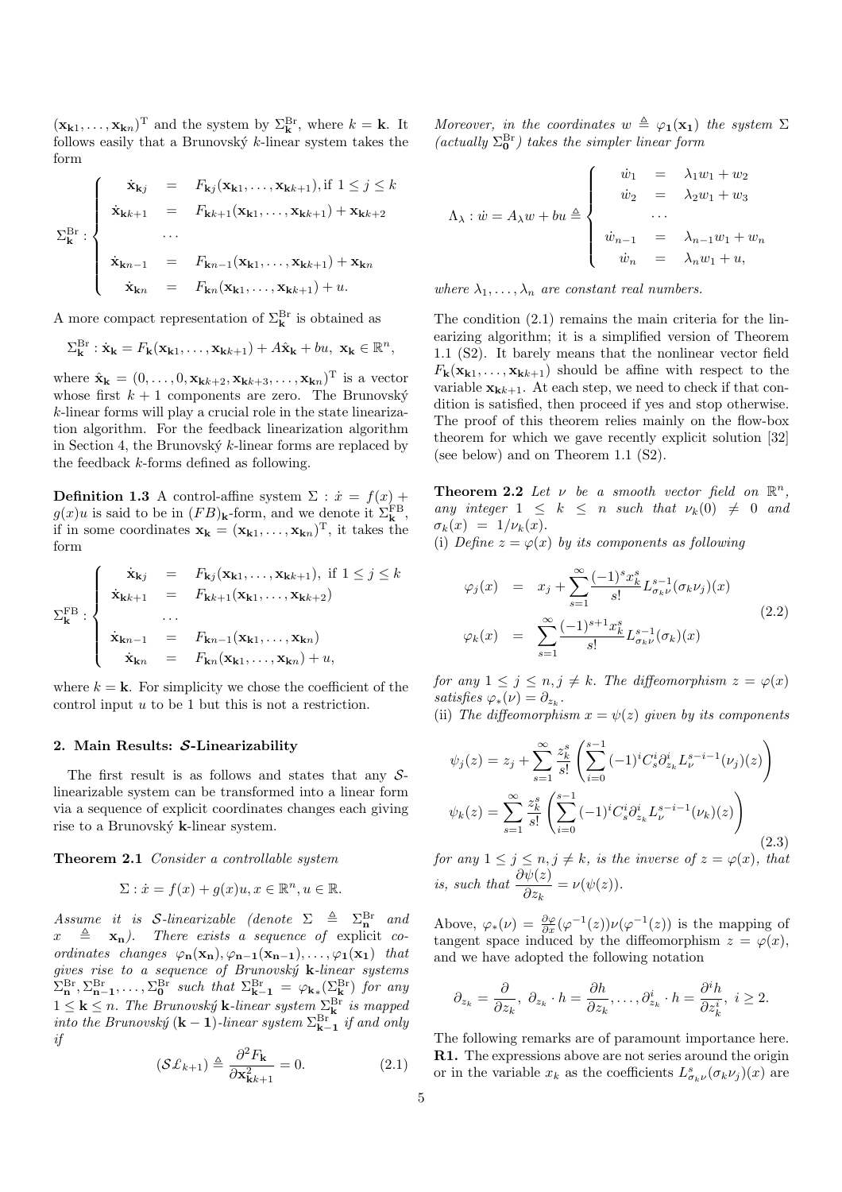$(\mathbf{x_{k}}_1, \ldots, \mathbf{x_{k}}_n)^{\mathrm{T}}$ and the system by $\Sigma^{\mathrm{Br}}_{\mathbf{k}}$, where $k = \mathbf{k}$. It follows easily that a Brunovský $k$-linear system takes the form

$$
\Sigma^{\mathrm{Br}}_{\mathbf{k}} : \begin{cases}
\dot{\mathbf{x}}_{\mathbf{k}j} &= F_{\mathbf{k}j}(\mathbf{x}_{\mathbf{k}1}, \ldots, \mathbf{x}_{\mathbf{k}k+1}), \text{if } 1 \leq j \leq k \\
\dot{\mathbf{x}}_{\mathbf{k}k+1} &= F_{\mathbf{k}k+1}(\mathbf{x}_{\mathbf{k}1}, \ldots, \mathbf{x}_{\mathbf{k}k+1}) + \mathbf{x}_{\mathbf{k}k+2} \\
&\cdots \\
\dot{\mathbf{x}}_{\mathbf{k}n-1} &= F_{\mathbf{k}n-1}(\mathbf{x}_{\mathbf{k}1}, \ldots, \mathbf{x}_{\mathbf{k}k+1}) + \mathbf{x}_{\mathbf{k}n} \\
\dot{\mathbf{x}}_{\mathbf{k}n} &= F_{\mathbf{k}n}(\mathbf{x}_{\mathbf{k}1}, \ldots, \mathbf{x}_{\mathbf{k}k+1}) + u.
\end{cases}
$$

A more compact representation of $\Sigma^{\mathrm{Br}}_{\mathbf{k}}$ is obtained as

$$
\Sigma^{\mathrm{Br}}_{\mathbf{k}} : \dot{\mathbf{x}}_{\mathbf{k}} = F_{\mathbf{k}}(\mathbf{x}_{\mathbf{k}1}, \ldots, \mathbf{x}_{\mathbf{k}k+1}) + A\hat{\mathbf{x}}_{\mathbf{k}} + bu, \ \mathbf{x}_{\mathbf{k}} \in \mathbb{R}^n,
$$

where $\hat{\mathbf{x}}_{\mathbf{k}} = (0, \ldots, 0, \mathbf{x}_{\mathbf{k}k+2}, \mathbf{x}_{\mathbf{k}k+3}, \ldots, \mathbf{x}_{\mathbf{k}n})^{\mathrm{T}}$ is a vector whose first $k+1$ components are zero. The Brunovský $k$-linear forms will play a crucial role in the state linearization algorithm. For the feedback linearization algorithm in Section 4, the Brunovský $k$-linear forms are replaced by the feedback $k$-forms defined as following.

**Definition 1.3** *A control-affine system $\Sigma : \dot{x} = f(x) + g(x)u$ is said to be in $(FB)_{\mathbf{k}}$-form, and we denote it $\Sigma^{\mathrm{FB}}_{\mathbf{k}}$, if in some coordinates $\mathbf{x}_{\mathbf{k}} = (\mathbf{x}_{\mathbf{k}1}, \ldots, \mathbf{x}_{\mathbf{k}n})^{\mathrm{T}}$, it takes the form*

$$
\Sigma^{\mathrm{FB}}_{\mathbf{k}} : \begin{cases}
\dot{\mathbf{x}}_{\mathbf{k}j} &= F_{\mathbf{k}j}(\mathbf{x}_{\mathbf{k}1}, \ldots, \mathbf{x}_{\mathbf{k}k+1}), \text{ if } 1 \leq j \leq k \\
\dot{\mathbf{x}}_{\mathbf{k}k+1} &= F_{\mathbf{k}k+1}(\mathbf{x}_{\mathbf{k}1}, \ldots, \mathbf{x}_{\mathbf{k}k+2}) \\
&\cdots \\
\dot{\mathbf{x}}_{\mathbf{k}n-1} &= F_{\mathbf{k}n-1}(\mathbf{x}_{\mathbf{k}1}, \ldots, \mathbf{x}_{\mathbf{k}n}) \\
\dot{\mathbf{x}}_{\mathbf{k}n} &= F_{\mathbf{k}n}(\mathbf{x}_{\mathbf{k}1}, \ldots, \mathbf{x}_{\mathbf{k}n}) + u,
\end{cases}
$$

where $k = \mathbf{k}$. For simplicity we chose the coefficient of the control input $u$ to be 1 but this is not a restriction.

## 2. Main Results: $\mathcal{S}$-Linearizability

The first result is as follows and states that any $\mathcal{S}$-linearizable system can be transformed into a linear form via a sequence of explicit coordinates changes each giving rise to a Brunovský $\mathbf{k}$-linear system.

**Theorem 2.1** *Consider a controllable system*

$$
\Sigma : \dot{x} = f(x) + g(x)u, x \in \mathbb{R}^n, u \in \mathbb{R}.
$$

*Assume it is $\mathcal{S}$-linearizable (denote $\Sigma \triangleq \Sigma^{\mathrm{Br}}_{\mathbf{n}}$ and $x \triangleq \mathbf{x}_{\mathbf{n}}$). There exists a sequence of* explicit *coordinates changes $\varphi_{\mathbf{n}}(\mathbf{x}_{\mathbf{n}}), \varphi_{\mathbf{n-1}}(\mathbf{x}_{\mathbf{n-1}}), \ldots, \varphi_{\mathbf{1}}(\mathbf{x}_{\mathbf{1}})$ that gives rise to a sequence of Brunovský $\mathbf{k}$-linear systems $\Sigma^{\mathrm{Br}}_{\mathbf{n}}, \Sigma^{\mathrm{Br}}_{\mathbf{n-1}}, \ldots, \Sigma^{\mathrm{Br}}_{\mathbf{0}}$ such that $\Sigma^{\mathrm{Br}}_{\mathbf{k-1}} = \varphi_{\mathbf{k}*}(\Sigma^{\mathrm{Br}}_{\mathbf{k}})$ for any $1 \leq \mathbf{k} \leq n$. The Brunovský $\mathbf{k}$-linear system $\Sigma^{\mathrm{Br}}_{\mathbf{k}}$ is mapped into the Brunovský $(\mathbf{k-1})$-linear system $\Sigma^{\mathrm{Br}}_{\mathbf{k-1}}$ if and only if*

$$
(\mathcal{SL}_{k+1}) \triangleq \frac{\partial^2 F_{\mathbf{k}}}{\partial \mathbf{x}^2_{\mathbf{k}k+1}} = 0. \tag{2.1}
$$

*Moreover, in the coordinates $w \triangleq \varphi_{\mathbf{1}}(\mathbf{x}_{\mathbf{1}})$ the system $\Sigma$ (actually $\Sigma^{\mathrm{Br}}_{\mathbf{0}}$) takes the simpler linear form*

$$
\Lambda_\lambda : \dot{w} = A_\lambda w + bu \triangleq \begin{cases}
\dot{w}_1 &= \lambda_1 w_1 + w_2 \\
\dot{w}_2 &= \lambda_2 w_1 + w_3 \\
&\cdots \\
\dot{w}_{n-1} &= \lambda_{n-1} w_1 + w_n \\
\dot{w}_n &= \lambda_n w_1 + u,
\end{cases}
$$

*where $\lambda_1, \ldots, \lambda_n$ are constant real numbers.*

The condition (2.1) remains the main criteria for the linearizing algorithm; it is a simplified version of Theorem 1.1 (S2). It barely means that the nonlinear vector field $F_{\mathbf{k}}(\mathbf{x}_{\mathbf{k}1}, \ldots, \mathbf{x}_{\mathbf{k}k+1})$ should be affine with respect to the variable $\mathbf{x}_{\mathbf{k}k+1}$. At each step, we need to check if that condition is satisfied, then proceed if yes and stop otherwise. The proof of this theorem relies mainly on the flow-box theorem for which we gave recently explicit solution [32] (see below) and on Theorem 1.1 (S2).

**Theorem 2.2** *Let $\nu$ be a smooth vector field on $\mathbb{R}^n$, any integer $1 \leq k \leq n$ such that $\nu_k(0) \neq 0$ and $\sigma_k(x) = 1/\nu_k(x)$.*
*(i) Define $z = \varphi(x)$ by its components as following*

$$
\begin{aligned}
\varphi_j(x) &= x_j + \sum_{s=1}^{\infty} \frac{(-1)^s x_k^s}{s!} L^{s-1}_{\sigma_k \nu}(\sigma_k \nu_j)(x) \\
\varphi_k(x) &= \sum_{s=1}^{\infty} \frac{(-1)^{s+1} x_k^s}{s!} L^{s-1}_{\sigma_k \nu}(\sigma_k)(x)
\end{aligned} \tag{2.2}
$$

*for any $1 \leq j \leq n, j \neq k$. The diffeomorphism $z = \varphi(x)$ satisfies $\varphi_*(\nu) = \partial_{z_k}$.*
*(ii) The diffeomorphism $x = \psi(z)$ given by its components*

$$
\begin{aligned}
\psi_j(z) &= z_j + \sum_{s=1}^{\infty} \frac{z_k^s}{s!} \left( \sum_{i=0}^{s-1} (-1)^i C^i_s \partial^i_{z_k} L^{s-i-1}_{\nu}(\nu_j)(z) \right) \\
\psi_k(z) &= \sum_{s=1}^{\infty} \frac{z_k^s}{s!} \left( \sum_{i=0}^{s-1} (-1)^i C^i_s \partial^i_{z_k} L^{s-i-1}_{\nu}(\nu_k)(z) \right)
\end{aligned} \tag{2.3}
$$

*for any $1 \leq j \leq n, j \neq k$, is the inverse of $z = \varphi(x)$, that is, such that $\dfrac{\partial \psi(z)}{\partial z_k} = \nu(\psi(z))$.*

Above, $\varphi_*(\nu) = \frac{\partial \varphi}{\partial x}(\varphi^{-1}(z))\nu(\varphi^{-1}(z))$ is the mapping of tangent space induced by the diffeomorphism $z = \varphi(x)$, and we have adopted the following notation

$$
\partial_{z_k} = \frac{\partial}{\partial z_k}, \ \partial_{z_k} \cdot h = \frac{\partial h}{\partial z_k}, \ldots, \partial^i_{z_k} \cdot h = \frac{\partial^i h}{\partial z^i_k}, \ i \geq 2.
$$

The following remarks are of paramount importance here.
**R1.** The expressions above are not series around the origin or in the variable $x_k$ as the coefficients $L^s_{\sigma_k \nu}(\sigma_k \nu_j)(x)$ are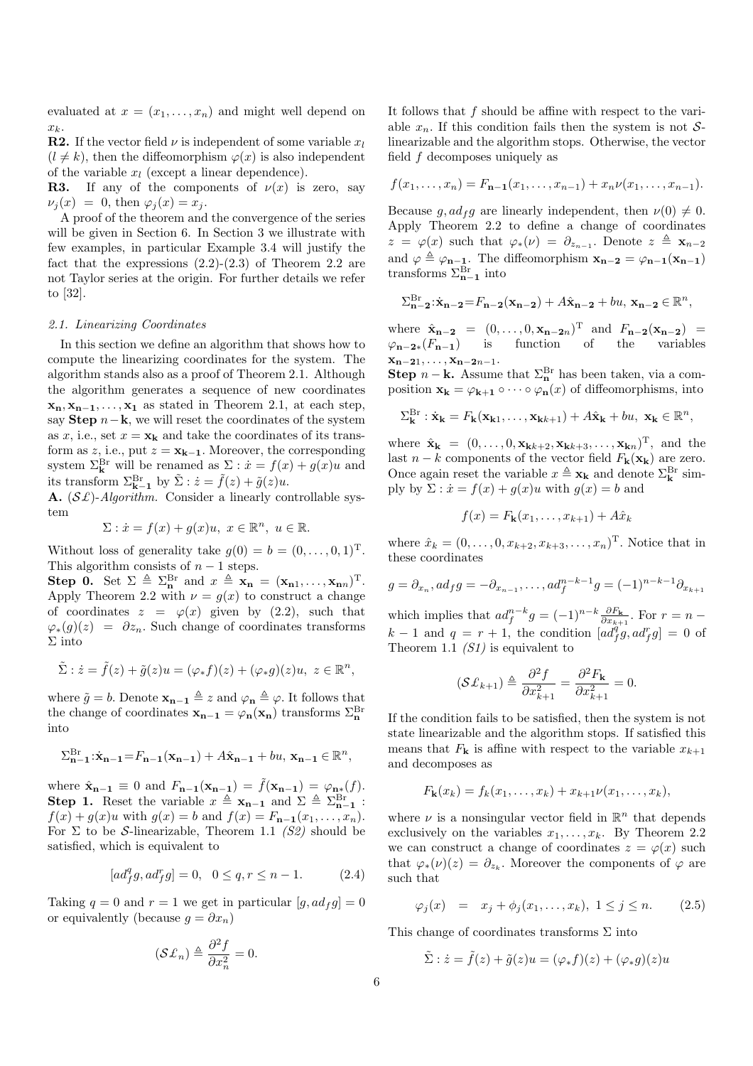evaluated at $x = (x_1, \ldots, x_n)$ and might well depend on $x_k$.

**R2.** If the vector field $\nu$ is independent of some variable $x_l$ ($l \neq k$), then the diffeomorphism $\varphi(x)$ is also independent of the variable $x_l$ (except a linear dependence).

**R3.** If any of the components of $\nu(x)$ is zero, say $\nu_j(x) = 0$, then $\varphi_j(x) = x_j$.

A proof of the theorem and the convergence of the series will be given in Section 6. In Section 3 we illustrate with few examples, in particular Example 3.4 will justify the fact that the expressions (2.2)-(2.3) of Theorem 2.2 are not Taylor series at the origin. For further details we refer to [32].

*2.1. Linearizing Coordinates*

In this section we define an algorithm that shows how to compute the linearizing coordinates for the system. The algorithm stands also as a proof of Theorem 2.1. Although the algorithm generates a sequence of new coordinates $\mathbf{x_n}, \mathbf{x_{n-1}}, \ldots, \mathbf{x_1}$ as stated in Theorem 2.1, at each step, say **Step** $n-\mathbf{k}$, we will reset the coordinates of the system as $x$, i.e., set $x = \mathbf{x_k}$ and take the coordinates of its transform as $z$, i.e., put $z = \mathbf{x_{k-1}}$. Moreover, the corresponding system $\Sigma^{\rm Br}_{\mathbf{k}}$ will be renamed as $\Sigma : \dot{x} = f(x) + g(x)u$ and its transform $\Sigma^{\rm Br}_{\mathbf{k-1}}$ by $\tilde{\Sigma} : \dot{z} = \tilde{f}(z) + \tilde{g}(z)u$.

**A.** $(\mathcal{S\pounds})$-*Algorithm.* Consider a linearly controllable system

$$\Sigma : \dot{x} = f(x) + g(x)u, \ x \in \mathbb{R}^n, \ u \in \mathbb{R}.$$

Without loss of generality take $g(0) = b = (0, \ldots, 0, 1)^{\rm T}$. This algorithm consists of $n-1$ steps.

**Step 0.** Set $\Sigma \triangleq \Sigma^{\rm Br}_{\mathbf{n}}$ and $x \triangleq \mathbf{x_n} = (\mathbf{x_{n1}}, \ldots, \mathbf{x_{nn}})^{\rm T}$. Apply Theorem 2.2 with $\nu = g(x)$ to construct a change of coordinates $z = \varphi(x)$ given by (2.2), such that $\varphi_*(g)(z) = \partial z_n$. Such change of coordinates transforms $\Sigma$ into

$$\tilde{\Sigma} : \dot{z} = \tilde{f}(z) + \tilde{g}(z)u = (\varphi_* f)(z) + (\varphi_* g)(z)u, \ z \in \mathbb{R}^n,$$

where $\tilde{g} = b$. Denote $\mathbf{x_{n-1}} \triangleq z$ and $\varphi_{\mathbf{n}} \triangleq \varphi$. It follows that the change of coordinates $\mathbf{x_{n-1}} = \varphi_{\mathbf{n}}(\mathbf{x_n})$ transforms $\Sigma^{\rm Br}_{\mathbf{n}}$ into

$$\Sigma^{\rm Br}_{\mathbf{n-1}} : \dot{\mathbf{x}}_{\mathbf{n-1}} = F_{\mathbf{n-1}}(\mathbf{x_{n-1}}) + A\hat{\mathbf{x}}_{\mathbf{n-1}} + bu, \ \mathbf{x_{n-1}} \in \mathbb{R}^n,$$

where $\hat{\mathbf{x}}_{\mathbf{n-1}} \equiv 0$ and $F_{\mathbf{n-1}}(\mathbf{x_{n-1}}) = \tilde{f}(\mathbf{x_{n-1}}) = \varphi_{\mathbf{n}*}(f)$.

**Step 1.** Reset the variable $x \triangleq \mathbf{x_{n-1}}$ and $\Sigma \triangleq \Sigma^{\rm Br}_{\mathbf{n-1}}$ : $f(x) + g(x)u$ with $g(x) = b$ and $f(x) = F_{\mathbf{n-1}}(x_1, \ldots, x_n)$. For $\Sigma$ to be $\mathcal{S}$-linearizable, Theorem 1.1 *(S2)* should be satisfied, which is equivalent to

$$[ad^q_f g, ad^r_f g] = 0, \ \ 0 \le q, r \le n-1. \tag{2.4}$$

Taking $q = 0$ and $r = 1$ we get in particular $[g, ad_f g] = 0$ or equivalently (because $g = \partial x_n$)

$$(\mathcal{S\pounds}_n) \triangleq \frac{\partial^2 f}{\partial x_n^2} = 0.$$

It follows that $f$ should be affine with respect to the variable $x_n$. If this condition fails then the system is not $\mathcal{S}$-linearizable and the algorithm stops. Otherwise, the vector field $f$ decomposes uniquely as

$$f(x_1, \ldots, x_n) = F_{\mathbf{n-1}}(x_1, \ldots, x_{n-1}) + x_n \nu(x_1, \ldots, x_{n-1}).$$

Because $g, ad_f g$ are linearly independent, then $\nu(0) \neq 0$. Apply Theorem 2.2 to define a change of coordinates $z = \varphi(x)$ such that $\varphi_*(\nu) = \partial_{z_{n-1}}$. Denote $z \triangleq \mathbf{x_{n-2}}$ and $\varphi \triangleq \varphi_{\mathbf{n-1}}$. The diffeomorphism $\mathbf{x_{n-2}} = \varphi_{\mathbf{n-1}}(\mathbf{x_{n-1}})$ transforms $\Sigma^{\rm Br}_{\mathbf{n-1}}$ into

$$\Sigma^{\rm Br}_{\mathbf{n-2}} : \dot{\mathbf{x}}_{\mathbf{n-2}} = F_{\mathbf{n-2}}(\mathbf{x_{n-2}}) + A\hat{\mathbf{x}}_{\mathbf{n-2}} + bu, \ \mathbf{x_{n-2}} \in \mathbb{R}^n,$$

where $\hat{\mathbf{x}}_{\mathbf{n-2}} = (0, \ldots, 0, \mathbf{x_{n-2}}_n)^{\rm T}$ and $F_{\mathbf{n-2}}(\mathbf{x_{n-2}}) = \varphi_{\mathbf{n-2}*}(F_{\mathbf{n-1}})$ is function of the variables $\mathbf{x_{n-2}}_1, \ldots, \mathbf{x_{n-2}}_{n-1}$.

**Step $n-\mathbf{k}$.** Assume that $\Sigma^{\rm Br}_{\mathbf{n}}$ has been taken, via a composition $\mathbf{x_k} = \varphi_{\mathbf{k+1}} \circ \cdots \circ \varphi_{\mathbf{n}}(x)$ of diffeomorphisms, into

$$\Sigma^{\rm Br}_{\mathbf{k}} : \dot{\mathbf{x}}_{\mathbf{k}} = F_{\mathbf{k}}(\mathbf{x_{k1}}, \ldots, \mathbf{x_{k}}_{k+1}) + A\hat{\mathbf{x}}_{\mathbf{k}} + bu, \ \mathbf{x_k} \in \mathbb{R}^n,$$

where $\hat{\mathbf{x}}_{\mathbf{k}} = (0, \ldots, 0, \mathbf{x_k}_{k+2}, \mathbf{x_k}_{k+3}, \ldots, \mathbf{x_{kn}})^{\rm T}$, and the last $n-k$ components of the vector field $F_{\mathbf{k}}(\mathbf{x_k})$ are zero. Once again reset the variable $x \triangleq \mathbf{x_k}$ and denote $\Sigma^{\rm Br}_{\mathbf{k}}$ simply by $\Sigma : \dot{x} = f(x) + g(x)u$ with $g(x) = b$ and

$$f(x) = F_{\mathbf{k}}(x_1, \ldots, x_{k+1}) + A\hat{x}_k$$

where $\hat{x}_k = (0, \ldots, 0, x_{k+2}, x_{k+3}, \ldots, x_n)^{\rm T}$. Notice that in these coordinates

$$g = \partial_{x_n}, ad_f g = -\partial_{x_{n-1}}, \ldots, ad_f^{n-k-1} g = (-1)^{n-k-1} \partial_{x_{k+1}}$$

which implies that $ad_f^{n-k} g = (-1)^{n-k} \frac{\partial F_{\mathbf{k}}}{\partial x_{k+1}}$. For $r = n-k-1$ and $q = r+1$, the condition $[ad^q_f g, ad^r_f g] = 0$ of Theorem 1.1 *(S1)* is equivalent to

$$(\mathcal{S\pounds}_{k+1}) \triangleq \frac{\partial^2 f}{\partial x_{k+1}^2} = \frac{\partial^2 F_{\mathbf{k}}}{\partial x_{k+1}^2} = 0.$$

If the condition fails to be satisfied, then the system is not state linearizable and the algorithm stops. If satisfied this means that $F_{\mathbf{k}}$ is affine with respect to the variable $x_{k+1}$ and decomposes as

$$F_{\mathbf{k}}(x_k) = f_k(x_1, \ldots, x_k) + x_{k+1} \nu(x_1, \ldots, x_k),$$

where $\nu$ is a nonsingular vector field in $\mathbb{R}^n$ that depends exclusively on the variables $x_1, \ldots, x_k$. By Theorem 2.2 we can construct a change of coordinates $z = \varphi(x)$ such that $\varphi_*(\nu)(z) = \partial_{z_k}$. Moreover the components of $\varphi$ are such that

$$\varphi_j(x) \ = \ x_j + \phi_j(x_1, \ldots, x_k), \ 1 \le j \le n. \tag{2.5}$$

This change of coordinates transforms $\Sigma$ into

$$\tilde{\Sigma} : \dot{z} = \tilde{f}(z) + \tilde{g}(z)u = (\varphi_* f)(z) + (\varphi_* g)(z)u$$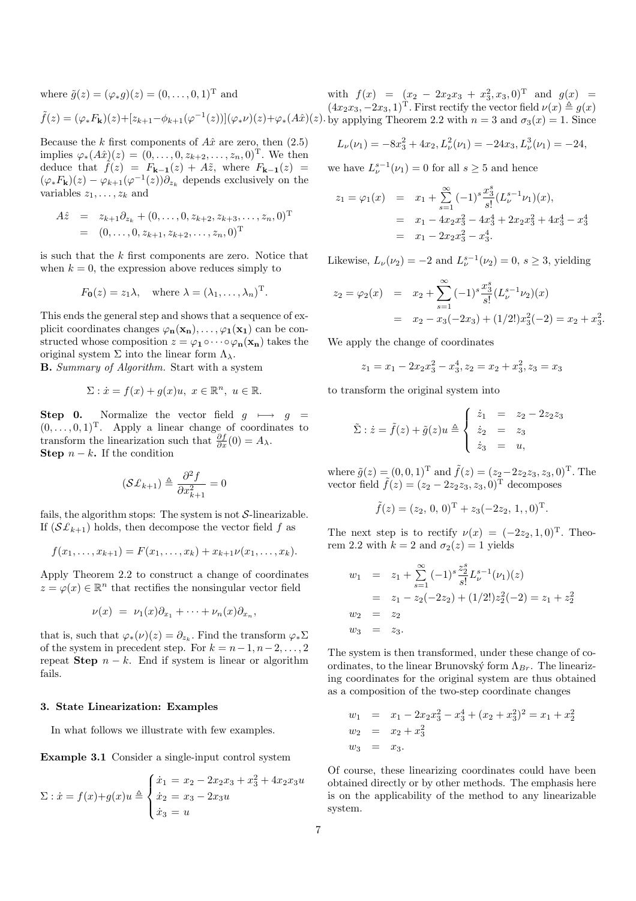where $\tilde{g}(z) = (\varphi_* g)(z) = (0, \dots, 0, 1)^{\mathrm{T}}$ and

$$\tilde{f}(z) = (\varphi_* F_{\mathbf{k}})(z) + [z_{k+1} - \phi_{k+1}(\varphi^{-1}(z))](\varphi_* \nu)(z) + \varphi_*(A\hat{x})(z).$$

Because the $k$ first components of $A\hat{x}$ are zero, then (2.5) implies $\varphi_*(A\hat{x})(z) = (0, \dots, 0, z_{k+2}, \dots, z_n, 0)^{\mathrm{T}}$. We then deduce that $\tilde{f}(z) = F_{\mathbf{k-1}}(z) + A\tilde{z}$, where $F_{\mathbf{k-1}}(z) = (\varphi_* F_{\mathbf{k}})(z) - \varphi_{k+1}(\varphi^{-1}(z))\partial_{z_k}$ depends exclusively on the variables $z_1, \dots, z_k$ and

$$\begin{aligned} A\hat{z} &= z_{k+1}\partial_{z_k} + (0, \dots, 0, z_{k+2}, z_{k+3}, \dots, z_n, 0)^{\mathrm{T}} \\ &= (0, \dots, 0, z_{k+1}, z_{k+2}, \dots, z_n, 0)^{\mathrm{T}} \end{aligned}$$

is such that the $k$ first components are zero. Notice that when $k = 0$, the expression above reduces simply to

$$F_{\mathbf{0}}(z) = z_1 \lambda, \quad \text{where } \lambda = (\lambda_1, \dots, \lambda_n)^{\mathrm{T}}.$$

This ends the general step and shows that a sequence of explicit coordinates changes $\varphi_{\mathbf{n}}(\mathbf{x_n}), \dots, \varphi_{\mathbf{1}}(\mathbf{x_1})$ can be constructed whose composition $z = \varphi_{\mathbf{1}} \circ \cdots \circ \varphi_{\mathbf{n}}(\mathbf{x_n})$ takes the original system $\Sigma$ into the linear form $\Lambda_\lambda$.

**B.** *Summary of Algorithm.* Start with a system

$$\Sigma : \dot{x} = f(x) + g(x)u, \ x \in \mathbb{R}^n, \ u \in \mathbb{R}.$$

**Step 0.** Normalize the vector field $g \longmapsto g = (0, \dots, 0, 1)^{\mathrm{T}}$. Apply a linear change of coordinates to transform the linearization such that $\frac{\partial f}{\partial x}(0) = A_\lambda$.

**Step $n - k$.** If the condition

$$(\mathcal{SL}_{k+1}) \triangleq \frac{\partial^2 f}{\partial x_{k+1}^2} = 0$$

fails, the algorithm stops: The system is not $\mathcal{S}$-linearizable. If $(\mathcal{SL}_{k+1})$ holds, then decompose the vector field $f$ as

$$f(x_1, \dots, x_{k+1}) = F(x_1, \dots, x_k) + x_{k+1}\nu(x_1, \dots, x_k).$$

Apply Theorem 2.2 to construct a change of coordinates $z = \varphi(x) \in \mathbb{R}^n$ that rectifies the nonsingular vector field

$$\nu(x) \ = \ \nu_1(x)\partial_{x_1} + \cdots + \nu_n(x)\partial_{x_n},$$

that is, such that $\varphi_*(\nu)(z) = \partial_{z_k}$. Find the transform $\varphi_*\Sigma$ of the system in precedent step. For $k = n-1, n-2, \dots, 2$ repeat **Step** $n - k$. End if system is linear or algorithm fails.

### 3. State Linearization: Examples

In what follows we illustrate with few examples.

**Example 3.1** Consider a single-input control system

$$\Sigma : \dot{x} = f(x) + g(x)u \triangleq \begin{cases} \dot{x}_1 = x_2 - 2x_2x_3 + x_3^2 + 4x_2x_3u \\ \dot{x}_2 = x_3 - 2x_3u \\ \dot{x}_3 = u \end{cases}$$

with $f(x) = (x_2 - 2x_2x_3 + x_3^2, x_3, 0)^{\mathrm{T}}$ and $g(x) = (4x_2x_3, -2x_3, 1)^{\mathrm{T}}$. First rectify the vector field $\nu(x) \triangleq g(x)$ by applying Theorem 2.2 with $n = 3$ and $\sigma_3(x) = 1$. Since

$$L_\nu(\nu_1) = -8x_3^2 + 4x_2, L_\nu^2(\nu_1) = -24x_3, L_\nu^3(\nu_1) = -24,$$

we have $L_\nu^{s-1}(\nu_1) = 0$ for all $s \geq 5$ and hence

$$\begin{aligned} z_1 = \varphi_1(x) &= x_1 + \sum_{s=1}^{\infty} (-1)^s \frac{x_3^s}{s!} (L_\nu^{s-1}\nu_1)(x), \\ &= x_1 - 4x_2x_3^2 - 4x_3^4 + 2x_2x_3^2 + 4x_3^4 - x_3^4 \\ &= x_1 - 2x_2x_3^2 - x_3^4. \end{aligned}$$

Likewise, $L_\nu(\nu_2) = -2$ and $L_\nu^{s-1}(\nu_2) = 0$, $s \geq 3$, yielding

$$\begin{aligned} z_2 = \varphi_2(x) &= x_2 + \sum_{s=1}^{\infty} (-1)^s \frac{x_3^s}{s!} (L_\nu^{s-1}\nu_2)(x) \\ &= x_2 - x_3(-2x_3) + (1/2!)x_3^2(-2) = x_2 + x_3^2. \end{aligned}$$

We apply the change of coordinates

$$z_1 = x_1 - 2x_2x_3^2 - x_3^4, z_2 = x_2 + x_3^2, z_3 = x_3$$

to transform the original system into

$$\tilde{\Sigma} : \dot{z} = \tilde{f}(z) + \tilde{g}(z)u \triangleq \begin{cases} \dot{z}_1 &= z_2 - 2z_2z_3 \\ \dot{z}_2 &= z_3 \\ \dot{z}_3 &= u, \end{cases}$$

where $\tilde{g}(z) = (0, 0, 1)^{\mathrm{T}}$ and $\tilde{f}(z) = (z_2 - 2z_2z_3, z_3, 0)^{\mathrm{T}}$. The vector field $\tilde{f}(z) = (z_2 - 2z_2z_3, z_3, 0)^{\mathrm{T}}$ decomposes

$$\tilde{f}(z) = (z_2, \ 0, \ 0)^{\mathrm{T}} + z_3(-2z_2, \ 1, \ , 0)^{\mathrm{T}}.$$

The next step is to rectify $\nu(x) = (-2z_2, 1, 0)^{\mathrm{T}}$. Theorem 2.2 with $k = 2$ and $\sigma_2(z) = 1$ yields

$$\begin{aligned} w_1 &= z_1 + \sum_{s=1}^{\infty} (-1)^s \frac{z_2^s}{s!} L_\nu^{s-1}(\nu_1)(z) \\ &= z_1 - z_2(-2z_2) + (1/2!)z_2^2(-2) = z_1 + z_2^2 \\ w_2 &= z_2 \\ w_3 &= z_3. \end{aligned}$$

The system is then transformed, under these change of coordinates, to the linear Brunovský form $\Lambda_{Br}$. The linearizing coordinates for the original system are thus obtained as a composition of the two-step coordinate changes

$$\begin{aligned} w_1 &= x_1 - 2x_2x_3^2 - x_3^4 + (x_2 + x_3^2)^2 = x_1 + x_2^2 \\ w_2 &= x_2 + x_3^2 \\ w_3 &= x_3. \end{aligned}$$

Of course, these linearizing coordinates could have been obtained directly or by other methods. The emphasis here is on the applicability of the method to any linearizable system.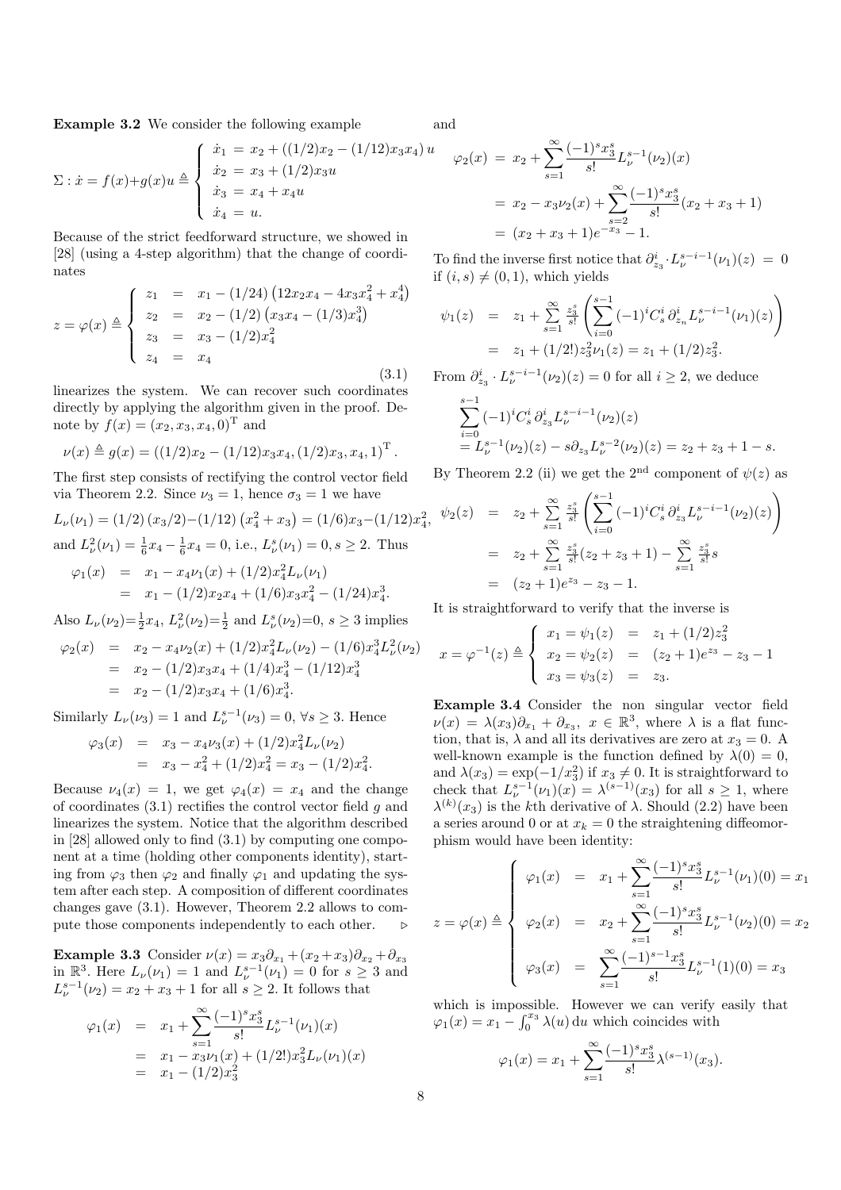**Example 3.2** We consider the following example

$$\Sigma : \dot{x} = f(x)+g(x)u \triangleq \begin{cases} \dot{x}_1 \;=\; x_2 + ((1/2)x_2 - (1/12)x_3x_4)\,u \\ \dot{x}_2 \;=\; x_3 + (1/2)x_3u \\ \dot{x}_3 \;=\; x_4 + x_4u \\ \dot{x}_4 \;=\; u. \end{cases}$$

Because of the strict feedforward structure, we showed in [28] (using a 4-step algorithm) that the change of coordinates

$$z = \varphi(x) \triangleq \begin{cases} z_1 &=& x_1 - (1/24)\left(12x_2x_4 - 4x_3x_4^2 + x_4^4\right) \\ z_2 &=& x_2 - (1/2)\left(x_3x_4 - (1/3)x_4^3\right) \\ z_3 &=& x_3 - (1/2)x_4^2 \\ z_4 &=& x_4 \end{cases} \tag{3.1}$$

linearizes the system. We can recover such coordinates directly by applying the algorithm given in the proof. Denote by $f(x) = (x_2, x_3, x_4, 0)^{\mathrm{T}}$ and

$$\nu(x) \triangleq g(x) = ((1/2)x_2 - (1/12)x_3x_4, (1/2)x_3, x_4, 1)^{\mathrm{T}}.$$

The first step consists of rectifying the control vector field via Theorem 2.2. Since $\nu_3 = 1$, hence $\sigma_3 = 1$ we have

$$L_\nu(\nu_1) = (1/2)\left(x_3/2\right) - (1/12)\left(x_4^2 + x_3\right) = (1/6)x_3 - (1/12)x_4^2,$$

and $L^2_\nu(\nu_1) = \frac{1}{6}x_4 - \frac{1}{6}x_4 = 0$, i.e., $L^s_\nu(\nu_1) = 0, s \geq 2$. Thus

$$\begin{aligned} \varphi_1(x) &= x_1 - x_4\nu_1(x) + (1/2)x_4^2 L_\nu(\nu_1) \\ &= x_1 - (1/2)x_2x_4 + (1/6)x_3x_4^2 - (1/24)x_4^3. \end{aligned}$$

Also $L_\nu(\nu_2) = \frac{1}{2}x_4$, $L^2_\nu(\nu_2) = \frac{1}{2}$ and $L^s_\nu(\nu_2) = 0$, $s \geq 3$ implies

$$\begin{aligned} \varphi_2(x) &= x_2 - x_4\nu_2(x) + (1/2)x_4^2 L_\nu(\nu_2) - (1/6)x_4^3 L^2_\nu(\nu_2) \\ &= x_2 - (1/2)x_3x_4 + (1/4)x_4^3 - (1/12)x_4^3 \\ &= x_2 - (1/2)x_3x_4 + (1/6)x_4^3. \end{aligned}$$

Similarly $L_\nu(\nu_3) = 1$ and $L^{s-1}_\nu(\nu_3) = 0$, $\forall s \geq 3$. Hence

$$\begin{aligned} \varphi_3(x) &= x_3 - x_4\nu_3(x) + (1/2)x_4^2 L_\nu(\nu_2) \\ &= x_3 - x_4^2 + (1/2)x_4^2 = x_3 - (1/2)x_4^2. \end{aligned}$$

Because $\nu_4(x) = 1$, we get $\varphi_4(x) = x_4$ and the change of coordinates (3.1) rectifies the control vector field $g$ and linearizes the system. Notice that the algorithm described in [28] allowed only to find (3.1) by computing one component at a time (holding other components identity), starting from $\varphi_3$ then $\varphi_2$ and finally $\varphi_1$ and updating the system after each step. A composition of different coordinates changes gave (3.1). However, Theorem 2.2 allows to compute those components independently to each other. $\triangleright$

**Example 3.3** Consider $\nu(x) = x_3\partial_{x_1} + (x_2 + x_3)\partial_{x_2} + \partial_{x_3}$ in $\mathbb{R}^3$. Here $L_\nu(\nu_1) = 1$ and $L^{s-1}_\nu(\nu_1) = 0$ for $s \geq 3$ and $L^{s-1}_\nu(\nu_2) = x_2 + x_3 + 1$ for all $s \geq 2$. It follows that

$$\begin{aligned} \varphi_1(x) &= x_1 + \sum_{s=1}^{\infty} \frac{(-1)^s x_3^s}{s!} L^{s-1}_\nu(\nu_1)(x) \\ &= x_1 - x_3\nu_1(x) + (1/2!)x_3^2 L_\nu(\nu_1)(x) \\ &= x_1 - (1/2)x_3^2 \end{aligned}$$

and

$$\begin{aligned} \varphi_2(x) &= x_2 + \sum_{s=1}^{\infty} \frac{(-1)^s x_3^s}{s!} L^{s-1}_\nu(\nu_2)(x) \\ &= x_2 - x_3\nu_2(x) + \sum_{s=2}^{\infty} \frac{(-1)^s x_3^s}{s!}(x_2 + x_3 + 1) \\ &= (x_2 + x_3 + 1)e^{-x_3} - 1. \end{aligned}$$

To find the inverse first notice that $\partial^i_{z_3} \cdot L^{s-i-1}_\nu(\nu_1)(z) = 0$ if $(i, s) \neq (0, 1)$, which yields

$$\begin{aligned} \psi_1(z) &= z_1 + \sum_{s=1}^{\infty} \frac{z_3^s}{s!} \left( \sum_{i=0}^{s-1} (-1)^i C^i_s\, \partial^i_{z_n} L^{s-i-1}_\nu(\nu_1)(z) \right) \\ &= z_1 + (1/2!)z_3^2\nu_1(z) = z_1 + (1/2)z_3^2. \end{aligned}$$

From $\partial^i_{z_3} \cdot L^{s-i-1}_\nu(\nu_2)(z) = 0$ for all $i \geq 2$, we deduce

$$\begin{aligned} &\sum_{i=0}^{s-1} (-1)^i C^i_s\, \partial^i_{z_3} L^{s-i-1}_\nu(\nu_2)(z) \\ &= L^{s-1}_\nu(\nu_2)(z) - s\partial_{z_3} L^{s-2}_\nu(\nu_2)(z) = z_2 + z_3 + 1 - s. \end{aligned}$$

By Theorem 2.2 (ii) we get the 2nd component of $\psi(z)$ as

$$\begin{aligned} \psi_2(z) &= z_2 + \sum_{s=1}^{\infty} \frac{z_3^s}{s!} \left( \sum_{i=0}^{s-1} (-1)^i C^i_s\, \partial^i_{z_3} L^{s-i-1}_\nu(\nu_2)(z) \right) \\ &= z_2 + \sum_{s=1}^{\infty} \frac{z_3^s}{s!}(z_2 + z_3 + 1) - \sum_{s=1}^{\infty} \frac{z_3^s}{s!} s \\ &= (z_2 + 1)e^{z_3} - z_3 - 1. \end{aligned}$$

It is straightforward to verify that the inverse is

$$x = \varphi^{-1}(z) \triangleq \begin{cases} x_1 = \psi_1(z) &=& z_1 + (1/2)z_3^2 \\ x_2 = \psi_2(z) &=& (z_2 + 1)e^{z_3} - z_3 - 1 \\ x_3 = \psi_3(z) &=& z_3. \end{cases}$$

**Example 3.4** Consider the non singular vector field $\nu(x) = \lambda(x_3)\partial_{x_1} + \partial_{x_3}$, $x \in \mathbb{R}^3$, where $\lambda$ is a flat function, that is, $\lambda$ and all its derivatives are zero at $x_3 = 0$. A well-known example is the function defined by $\lambda(0) = 0$, and $\lambda(x_3) = \exp(-1/x_3^2)$ if $x_3 \neq 0$. It is straightforward to check that $L^{s-1}_\nu(\nu_1)(x) = \lambda^{(s-1)}(x_3)$ for all $s \geq 1$, where $\lambda^{(k)}(x_3)$ is the $k$th derivative of $\lambda$. Should (2.2) have been a series around 0 or at $x_k = 0$ the straightening diffeomorphism would have been identity:

$$z = \varphi(x) \triangleq \begin{cases} \varphi_1(x) &=& x_1 + \displaystyle\sum_{s=1}^{\infty} \frac{(-1)^s x_3^s}{s!} L^{s-1}_\nu(\nu_1)(0) = x_1 \\ \varphi_2(x) &=& x_2 + \displaystyle\sum_{s=1}^{\infty} \frac{(-1)^s x_3^s}{s!} L^{s-1}_\nu(\nu_2)(0) = x_2 \\ \varphi_3(x) &=& \displaystyle\sum_{s=1}^{\infty} \frac{(-1)^{s-1} x_3^s}{s!} L^{s-1}_\nu(1)(0) = x_3 \end{cases}$$

which is impossible. However we can verify easily that $\varphi_1(x) = x_1 - \int_0^{x_3} \lambda(u)\,\mathrm{d}u$ which coincides with

$$\varphi_1(x) = x_1 + \sum_{s=1}^{\infty} \frac{(-1)^s x_3^s}{s!} \lambda^{(s-1)}(x_3).$$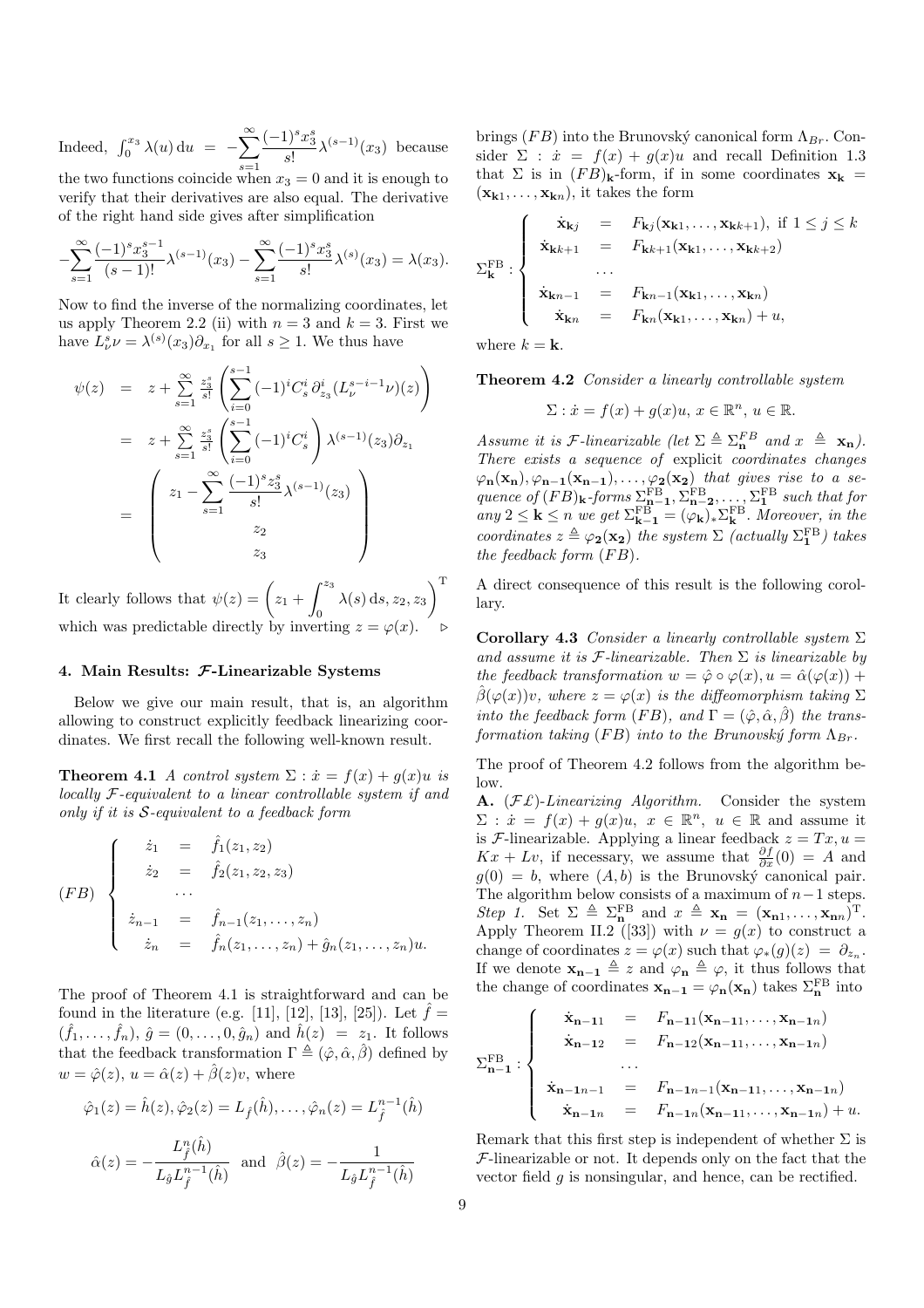Indeed, $\int_0^{x_3} \lambda(u)\,\mathrm{d}u = -\sum_{s=1}^{\infty} \frac{(-1)^s x_3^s}{s!}\lambda^{(s-1)}(x_3)$ because the two functions coincide when $x_3 = 0$ and it is enough to verify that their derivatives are also equal. The derivative of the right hand side gives after simplification

$$-\sum_{s=1}^{\infty} \frac{(-1)^s x_3^{s-1}}{(s-1)!}\lambda^{(s-1)}(x_3) - \sum_{s=1}^{\infty} \frac{(-1)^s x_3^s}{s!}\lambda^{(s)}(x_3) = \lambda(x_3).$$

Now to find the inverse of the normalizing coordinates, let us apply Theorem 2.2 (ii) with $n = 3$ and $k = 3$. First we have $L_\nu^s \nu = \lambda^{(s)}(x_3)\partial_{x_1}$ for all $s \geq 1$. We thus have

$$\begin{aligned}
\psi(z) &= z + \sum_{s=1}^{\infty} \frac{z_3^s}{s!}\left(\sum_{i=0}^{s-1}(-1)^i C_s^i\, \partial_{z_3}^i (L_\nu^{s-i-1}\nu)(z)\right) \\
&= z + \sum_{s=1}^{\infty} \frac{z_3^s}{s!}\left(\sum_{i=0}^{s-1}(-1)^i C_s^i\right)\lambda^{(s-1)}(z_3)\partial_{z_1} \\
&= \begin{pmatrix} z_1 - \sum_{s=1}^{\infty} \dfrac{(-1)^s z_3^s}{s!}\lambda^{(s-1)}(z_3) \\ z_2 \\ z_3 \end{pmatrix}
\end{aligned}$$

It clearly follows that $\psi(z) = \left(z_1 + \int_0^{z_3} \lambda(s)\,\mathrm{d}s, z_2, z_3\right)^{\mathrm{T}}$ which was predictable directly by inverting $z = \varphi(x)$. $\triangleright$

## 4. Main Results: $\mathcal{F}$-Linearizable Systems

Below we give our main result, that is, an algorithm allowing to construct explicitly feedback linearizing coordinates. We first recall the following well-known result.

**Theorem 4.1** *A control system $\Sigma : \dot{x} = f(x) + g(x)u$ is locally $\mathcal{F}$-equivalent to a linear controllable system if and only if it is $\mathcal{S}$-equivalent to a feedback form*

$$(FB)\quad \begin{cases}
\dot{z}_1 &= \hat{f}_1(z_1, z_2) \\
\dot{z}_2 &= \hat{f}_2(z_1, z_2, z_3) \\
&\cdots \\
\dot{z}_{n-1} &= \hat{f}_{n-1}(z_1, \ldots, z_n) \\
\dot{z}_n &= \hat{f}_n(z_1, \ldots, z_n) + \hat{g}_n(z_1, \ldots, z_n)u.
\end{cases}$$

The proof of Theorem 4.1 is straightforward and can be found in the literature (e.g. [11], [12], [13], [25]). Let $\hat{f} = (\hat{f}_1, \ldots, \hat{f}_n)$, $\hat{g} = (0, \ldots, 0, \hat{g}_n)$ and $\hat{h}(z) = z_1$. It follows that the feedback transformation $\Gamma \triangleq (\hat{\varphi}, \hat{\alpha}, \hat{\beta})$ defined by $w = \hat{\varphi}(z)$, $u = \hat{\alpha}(z) + \hat{\beta}(z)v$, where

$$\hat{\varphi}_1(z) = \hat{h}(z), \hat{\varphi}_2(z) = L_{\hat{f}}(\hat{h}), \ldots, \hat{\varphi}_n(z) = L_{\hat{f}}^{n-1}(\hat{h})$$

$$\hat{\alpha}(z) = -\frac{L_{\hat{f}}^n(\hat{h})}{L_{\hat{g}}L_{\hat{f}}^{n-1}(\hat{h})} \quad \text{and} \quad \hat{\beta}(z) = -\frac{1}{L_{\hat{g}}L_{\hat{f}}^{n-1}(\hat{h})}$$

brings $(FB)$ into the Brunovský canonical form $\Lambda_{Br}$. Consider $\Sigma : \dot{x} = f(x) + g(x)u$ and recall Definition 1.3 that $\Sigma$ is in $(FB)_{\mathbf{k}}$-form, if in some coordinates $\mathbf{x_k} = (\mathbf{x_{k}}_1, \ldots, \mathbf{x_{k}}_n)$, it takes the form

$$\Sigma_{\mathbf{k}}^{\mathrm{FB}} : \begin{cases}
\dot{\mathbf{x}}_{\mathbf{k}j} &= F_{\mathbf{k}j}(\mathbf{x}_{\mathbf{k}1}, \ldots, \mathbf{x}_{\mathbf{k}k+1}), \text{ if } 1 \leq j \leq k \\
\dot{\mathbf{x}}_{\mathbf{k}k+1} &= F_{\mathbf{k}k+1}(\mathbf{x}_{\mathbf{k}1}, \ldots, \mathbf{x}_{\mathbf{k}k+2}) \\
&\cdots \\
\dot{\mathbf{x}}_{\mathbf{k}n-1} &= F_{\mathbf{k}n-1}(\mathbf{x}_{\mathbf{k}1}, \ldots, \mathbf{x}_{\mathbf{k}n}) \\
\dot{\mathbf{x}}_{\mathbf{k}n} &= F_{\mathbf{k}n}(\mathbf{x}_{\mathbf{k}1}, \ldots, \mathbf{x}_{\mathbf{k}n}) + u,
\end{cases}$$

where $k = \mathbf{k}$.

**Theorem 4.2** *Consider a linearly controllable system*

$$\Sigma : \dot{x} = f(x) + g(x)u,\ x \in \mathbb{R}^n,\ u \in \mathbb{R}.$$

*Assume it is $\mathcal{F}$-linearizable (let $\Sigma \triangleq \Sigma_{\mathbf{n}}^{FB}$ and $x \triangleq \mathbf{x_n}$). There exists a sequence of* explicit *coordinates changes $\varphi_{\mathbf{n}}(\mathbf{x_n}), \varphi_{\mathbf{n-1}}(\mathbf{x_{n-1}}), \ldots, \varphi_{\mathbf{2}}(\mathbf{x_2})$ that gives rise to a sequence of $(FB)_{\mathbf{k}}$-forms $\Sigma_{\mathbf{n-1}}^{\mathrm{FB}}, \Sigma_{\mathbf{n-2}}^{\mathrm{FB}}, \ldots, \Sigma_{\mathbf{1}}^{\mathrm{FB}}$ such that for any $2 \leq \mathbf{k} \leq n$ we get $\Sigma_{\mathbf{k-1}}^{\mathrm{FB}} = (\varphi_{\mathbf{k}})_* \Sigma_{\mathbf{k}}^{\mathrm{FB}}$. Moreover, in the coordinates $z \triangleq \varphi_{\mathbf{2}}(\mathbf{x_2})$ the system $\Sigma$ (actually $\Sigma_{\mathbf{1}}^{\mathrm{FB}}$) takes the feedback form $(FB)$.*

A direct consequence of this result is the following corollary.

**Corollary 4.3** *Consider a linearly controllable system $\Sigma$ and assume it is $\mathcal{F}$-linearizable. Then $\Sigma$ is linearizable by the feedback transformation $w = \hat{\varphi} \circ \varphi(x), u = \hat{\alpha}(\varphi(x)) + \hat{\beta}(\varphi(x))v$, where $z = \varphi(x)$ is the diffeomorphism taking $\Sigma$ into the feedback form $(FB)$, and $\Gamma = (\hat{\varphi}, \hat{\alpha}, \hat{\beta})$ the transformation taking $(FB)$ into the Brunovský form $\Lambda_{Br}$.*

The proof of Theorem 4.2 follows from the algorithm below.

**A.** *$(\mathcal{FL})$-Linearizing Algorithm.* Consider the system $\Sigma : \dot{x} = f(x) + g(x)u,\ x \in \mathbb{R}^n,\ u \in \mathbb{R}$ and assume it is $\mathcal{F}$-linearizable. Applying a linear feedback $z = Tx, u = Kx + Lv$, if necessary, we assume that $\frac{\partial f}{\partial x}(0) = A$ and $g(0) = b$, where $(A, b)$ is the Brunovský canonical pair. The algorithm below consists of a maximum of $n-1$ steps.

*Step 1.* Set $\Sigma \triangleq \Sigma_{\mathbf{n}}^{\mathrm{FB}}$ and $x \triangleq \mathbf{x_n} = (\mathbf{x_{n}}_1, \ldots, \mathbf{x_{n}}_n)^{\mathrm{T}}$. Apply Theorem II.2 ([33]) with $\nu = g(x)$ to construct a change of coordinates $z = \varphi(x)$ such that $\varphi_*(g)(z) = \partial_{z_n}$. If we denote $\mathbf{x_{n-1}} \triangleq z$ and $\varphi_{\mathbf{n}} \triangleq \varphi$, it thus follows that the change of coordinates $\mathbf{x_{n-1}} = \varphi_{\mathbf{n}}(\mathbf{x_n})$ takes $\Sigma_{\mathbf{n}}^{\mathrm{FB}}$ into

$$\Sigma_{\mathbf{n-1}}^{\mathrm{FB}} : \begin{cases}
\dot{\mathbf{x}}_{\mathbf{n-1}1} &= F_{\mathbf{n-1}1}(\mathbf{x}_{\mathbf{n-1}1}, \ldots, \mathbf{x}_{\mathbf{n-1}n}) \\
\dot{\mathbf{x}}_{\mathbf{n-1}2} &= F_{\mathbf{n-1}2}(\mathbf{x}_{\mathbf{n-1}1}, \ldots, \mathbf{x}_{\mathbf{n-1}n}) \\
&\cdots \\
\dot{\mathbf{x}}_{\mathbf{n-1}n-1} &= F_{\mathbf{n-1}n-1}(\mathbf{x}_{\mathbf{n-1}1}, \ldots, \mathbf{x}_{\mathbf{n-1}n}) \\
\dot{\mathbf{x}}_{\mathbf{n-1}n} &= F_{\mathbf{n-1}n}(\mathbf{x}_{\mathbf{n-1}1}, \ldots, \mathbf{x}_{\mathbf{n-1}n}) + u.
\end{cases}$$

Remark that this first step is independent of whether $\Sigma$ is $\mathcal{F}$-linearizable or not. It depends only on the fact that the vector field $g$ is nonsingular, and hence, can be rectified.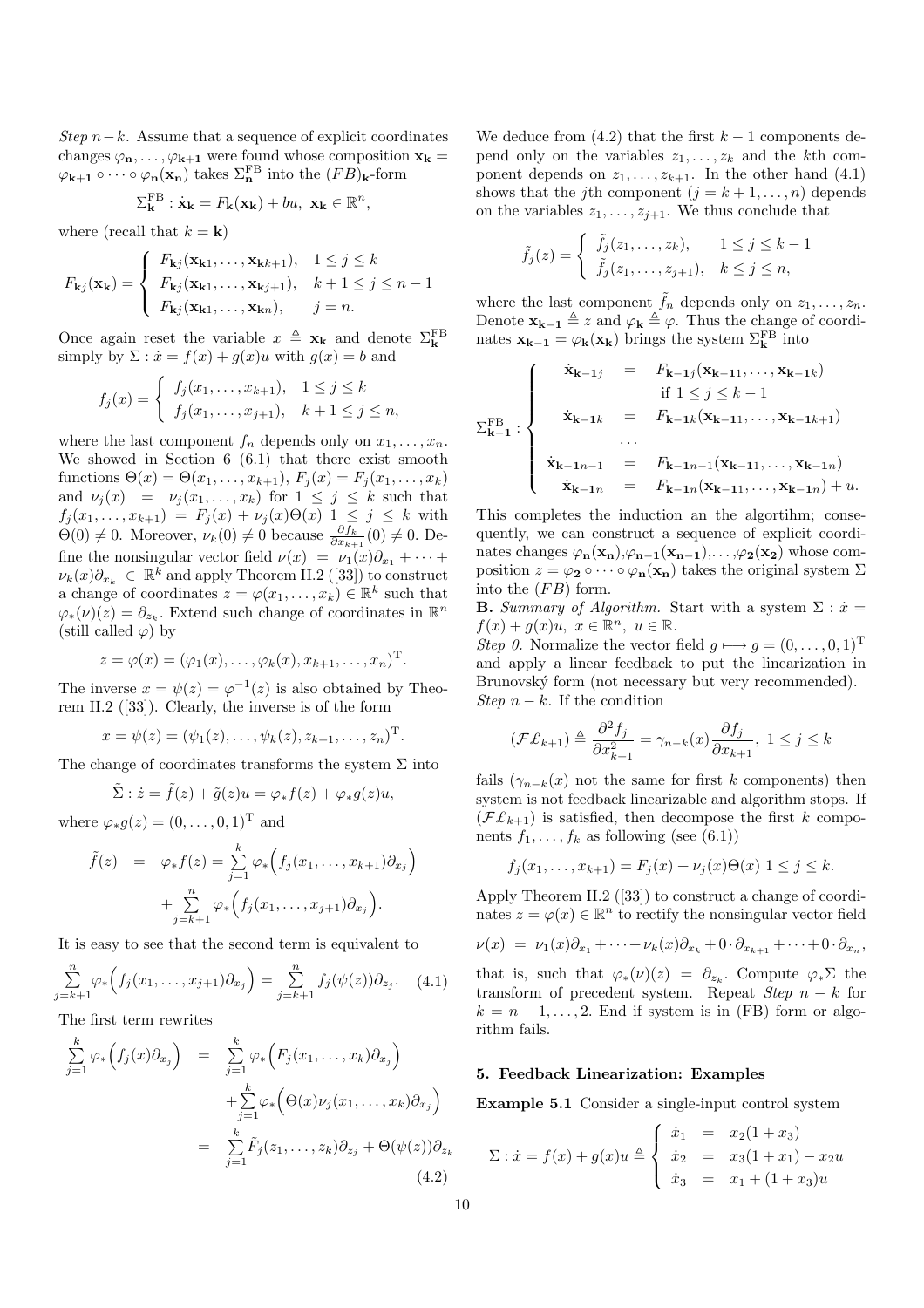*Step* $n-k$. Assume that a sequence of explicit coordinates changes $\varphi_{\mathbf{n}}, \ldots, \varphi_{\mathbf{k+1}}$ were found whose composition $\mathbf{x_k} = \varphi_{\mathbf{k+1}} \circ \cdots \circ \varphi_{\mathbf{n}}(\mathbf{x_n})$ takes $\Sigma_{\mathbf{n}}^{\mathrm{FB}}$ into the $(FB)_{\mathbf{k}}$-form

$$\Sigma_{\mathbf{k}}^{\mathrm{FB}} : \dot{\mathbf{x}}_{\mathbf{k}} = F_{\mathbf{k}}(\mathbf{x_k}) + bu, \ \mathbf{x_k} \in \mathbb{R}^n,$$

where (recall that $k = \mathbf{k}$)

$$F_{\mathbf{k}j}(\mathbf{x_k}) = \begin{cases} F_{\mathbf{k}j}(\mathbf{x_{k1}}, \ldots, \mathbf{x_{kk+1}}), & 1 \leq j \leq k \\ F_{\mathbf{k}j}(\mathbf{x_{k1}}, \ldots, \mathbf{x_{kj+1}}), & k+1 \leq j \leq n-1 \\ F_{\mathbf{k}j}(\mathbf{x_{k1}}, \ldots, \mathbf{x_{kn}}), & j = n. \end{cases}$$

Once again reset the variable $x \triangleq \mathbf{x_k}$ and denote $\Sigma_{\mathbf{k}}^{\mathrm{FB}}$ simply by $\Sigma : \dot{x} = f(x) + g(x)u$ with $g(x) = b$ and

$$f_j(x) = \begin{cases} f_j(x_1, \ldots, x_{k+1}), & 1 \leq j \leq k \\ f_j(x_1, \ldots, x_{j+1}), & k+1 \leq j \leq n, \end{cases}$$

where the last component $f_n$ depends only on $x_1, \ldots, x_n$. We showed in Section 6 (6.1) that there exist smooth functions $\Theta(x) = \Theta(x_1, \ldots, x_{k+1})$, $F_j(x) = F_j(x_1, \ldots, x_k)$ and $\nu_j(x) = \nu_j(x_1, \ldots, x_k)$ for $1 \leq j \leq k$ such that $f_j(x_1, \ldots, x_{k+1}) = F_j(x) + \nu_j(x)\Theta(x)$ $1 \leq j \leq k$ with $\Theta(0) \neq 0$. Moreover, $\nu_k(0) \neq 0$ because $\frac{\partial f_k}{\partial x_{k+1}}(0) \neq 0$. Define the nonsingular vector field $\nu(x) = \nu_1(x)\partial_{x_1} + \cdots + \nu_k(x)\partial_{x_k} \in \mathbb{R}^k$ and apply Theorem II.2 ([33]) to construct a change of coordinates $z = \varphi(x_1, \ldots, x_k) \in \mathbb{R}^k$ such that $\varphi_*(\nu)(z) = \partial_{z_k}$. Extend such change of coordinates in $\mathbb{R}^n$ (still called $\varphi$) by

$$z = \varphi(x) = (\varphi_1(x), \ldots, \varphi_k(x), x_{k+1}, \ldots, x_n)^{\mathrm{T}}.$$

The inverse $x = \psi(z) = \varphi^{-1}(z)$ is also obtained by Theorem II.2 ([33]). Clearly, the inverse is of the form

$$x = \psi(z) = (\psi_1(z), \ldots, \psi_k(z), z_{k+1}, \ldots, z_n)^{\mathrm{T}}.$$

The change of coordinates transforms the system $\Sigma$ into

$$\tilde{\Sigma} : \dot{z} = \tilde{f}(z) + \tilde{g}(z)u = \varphi_* f(z) + \varphi_* g(z)u,$$

where $\varphi_* g(z) = (0, \ldots, 0, 1)^{\mathrm{T}}$ and

$$\begin{aligned} \tilde{f}(z) &= \varphi_* f(z) = \sum_{j=1}^{k} \varphi_*\Big(f_j(x_1, \ldots, x_{k+1})\partial_{x_j}\Big) \\ &\quad + \sum_{j=k+1}^{n} \varphi_*\Big(f_j(x_1, \ldots, x_{j+1})\partial_{x_j}\Big). \end{aligned}$$

It is easy to see that the second term is equivalent to

$$\sum_{j=k+1}^{n} \varphi_*\Big(f_j(x_1, \ldots, x_{j+1})\partial_{x_j}\Big) = \sum_{j=k+1}^{n} f_j(\psi(z))\partial_{z_j}. \quad (4.1)$$

The first term rewrites

$$\begin{aligned} \sum_{j=1}^{k} \varphi_*\Big(f_j(x)\partial_{x_j}\Big) &= \sum_{j=1}^{k} \varphi_*\Big(F_j(x_1, \ldots, x_k)\partial_{x_j}\Big) \\ &\quad + \sum_{j=1}^{k} \varphi_*\Big(\Theta(x)\nu_j(x_1, \ldots, x_k)\partial_{x_j}\Big) \\ &= \sum_{j=1}^{k} \tilde{F}_j(z_1, \ldots, z_k)\partial_{z_j} + \Theta(\psi(z))\partial_{z_k} \end{aligned} \quad (4.2)$$

We deduce from (4.2) that the first $k-1$ components depend only on the variables $z_1, \ldots, z_k$ and the $k$th component depends on $z_1, \ldots, z_{k+1}$. In the other hand (4.1) shows that the $j$th component ($j = k+1, \ldots, n$) depends on the variables $z_1, \ldots, z_{j+1}$. We thus conclude that

$$\tilde{f}_j(z) = \begin{cases} \tilde{f}_j(z_1, \ldots, z_k), & 1 \leq j \leq k-1 \\ \tilde{f}_j(z_1, \ldots, z_{j+1}), & k \leq j \leq n, \end{cases}$$

where the last component $\tilde{f}_n$ depends only on $z_1, \ldots, z_n$. Denote $\mathbf{x_{k-1}} \triangleq z$ and $\varphi_{\mathbf{k}} \triangleq \varphi$. Thus the change of coordinates $\mathbf{x_{k-1}} = \varphi_{\mathbf{k}}(\mathbf{x_k})$ brings the system $\Sigma_{\mathbf{k}}^{\mathrm{FB}}$ into

$$\Sigma_{\mathbf{k-1}}^{\mathrm{FB}} : \begin{cases} \dot{\mathbf{x}}_{\mathbf{k-1}j} &= F_{\mathbf{k-1}j}(\mathbf{x_{k-11}}, \ldots, \mathbf{x_{k-1k}}) \\ & \quad \text{if } 1 \leq j \leq k-1 \\ \dot{\mathbf{x}}_{\mathbf{k-1}k} &= F_{\mathbf{k-1}k}(\mathbf{x_{k-11}}, \ldots, \mathbf{x_{k-1k+1}}) \\ & \cdots \\ \dot{\mathbf{x}}_{\mathbf{k-1}n-1} &= F_{\mathbf{k-1}n-1}(\mathbf{x_{k-11}}, \ldots, \mathbf{x_{k-1n}}) \\ \dot{\mathbf{x}}_{\mathbf{k-1}n} &= F_{\mathbf{k-1}n}(\mathbf{x_{k-11}}, \ldots, \mathbf{x_{k-1n}}) + u. \end{cases}$$

This completes the induction an the algortihm; consequently, we can construct a sequence of explicit coordinates changes $\varphi_{\mathbf{n}}(\mathbf{x_n})$,$\varphi_{\mathbf{n-1}}(\mathbf{x_{n-1}})$,$\ldots$,$\varphi_{\mathbf{2}}(\mathbf{x_2})$ whose composition $z = \varphi_{\mathbf{2}} \circ \cdots \circ \varphi_{\mathbf{n}}(\mathbf{x_n})$ takes the original system $\Sigma$ into the $(FB)$ form.

**B.** *Summary of Algorithm.* Start with a system $\Sigma : \dot{x} = f(x) + g(x)u$, $x \in \mathbb{R}^n$, $u \in \mathbb{R}$.

*Step 0.* Normalize the vector field $g \longmapsto g = (0, \ldots, 0, 1)^{\mathrm{T}}$ and apply a linear feedback to put the linearization in Brunovský form (not necessary but very recommended).

*Step* $n-k$. If the condition

$$(\mathcal{F}\mathcal{L}_{k+1}) \triangleq \frac{\partial^2 f_j}{\partial x_{k+1}^2} = \gamma_{n-k}(x)\frac{\partial f_j}{\partial x_{k+1}}, \ 1 \leq j \leq k$$

fails ($\gamma_{n-k}(x)$ not the same for first $k$ components) then system is not feedback linearizable and algorithm stops. If $(\mathcal{F}\mathcal{L}_{k+1})$ is satisfied, then decompose the first $k$ components $f_1, \ldots, f_k$ as following (see (6.1))

$$f_j(x_1, \ldots, x_{k+1}) = F_j(x) + \nu_j(x)\Theta(x) \ 1 \leq j \leq k.$$

Apply Theorem II.2 ([33]) to construct a change of coordinates $z = \varphi(x) \in \mathbb{R}^n$ to rectify the nonsingular vector field

$$\nu(x) = \nu_1(x)\partial_{x_1} + \cdots + \nu_k(x)\partial_{x_k} + 0 \cdot \partial_{x_{k+1}} + \cdots + 0 \cdot \partial_{x_n},$$

that is, such that $\varphi_*(\nu)(z) = \partial_{z_k}$. Compute $\varphi_*\Sigma$ the transform of precedent system. Repeat *Step* $n-k$ for $k = n-1, \ldots, 2$. End if system is in (FB) form or algorithm fails.

## 5. Feedback Linearization: Examples

**Example 5.1** Consider a single-input control system

$$\Sigma : \dot{x} = f(x) + g(x)u \triangleq \begin{cases} \dot{x}_1 &= x_2(1 + x_3) \\ \dot{x}_2 &= x_3(1 + x_1) - x_2 u \\ \dot{x}_3 &= x_1 + (1 + x_3)u \end{cases}$$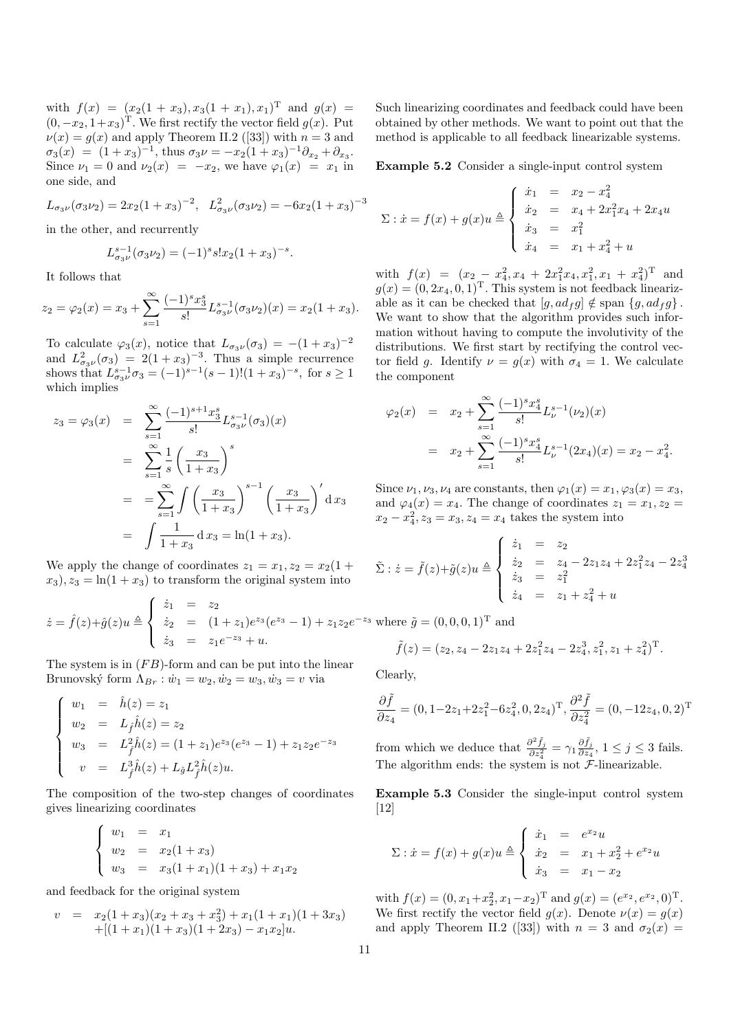with $f(x) = (x_2(1+x_3), x_3(1+x_1), x_1)^{\mathrm{T}}$ and $g(x) = (0, -x_2, 1+x_3)^{\mathrm{T}}$. We first rectify the vector field $g(x)$. Put $\nu(x) = g(x)$ and apply Theorem II.2 ([33]) with $n = 3$ and $\sigma_3(x) = (1+x_3)^{-1}$, thus $\sigma_3\nu = -x_2(1+x_3)^{-1}\partial_{x_2} + \partial_{x_3}$. Since $\nu_1 = 0$ and $\nu_2(x) = -x_2$, we have $\varphi_1(x) = x_1$ in one side, and

$$L_{\sigma_3\nu}(\sigma_3\nu_2) = 2x_2(1+x_3)^{-2}, \quad L^2_{\sigma_3\nu}(\sigma_3\nu_2) = -6x_2(1+x_3)^{-3}$$

in the other, and recurrently

$$L^{s-1}_{\sigma_3\nu}(\sigma_3\nu_2) = (-1)^s s! x_2(1+x_3)^{-s}.$$

It follows that

$$z_2 = \varphi_2(x) = x_3 + \sum_{s=1}^{\infty} \frac{(-1)^s x_3^s}{s!} L^{s-1}_{\sigma_3\nu}(\sigma_3\nu_2)(x) = x_2(1+x_3).$$

To calculate $\varphi_3(x)$, notice that $L_{\sigma_3\nu}(\sigma_3) = -(1+x_3)^{-2}$ and $L^2_{\sigma_3\nu}(\sigma_3) = 2(1+x_3)^{-3}$. Thus a simple recurrence shows that $L^{s-1}_{\sigma_3\nu}\sigma_3 = (-1)^{s-1}(s-1)!(1+x_3)^{-s}$, for $s \geq 1$ which implies

$$\begin{aligned}
z_3 = \varphi_3(x) &= \sum_{s=1}^{\infty} \frac{(-1)^{s+1} x_3^s}{s!} L^{s-1}_{\sigma_3\nu}(\sigma_3)(x) \\
&= \sum_{s=1}^{\infty} \frac{1}{s}\left(\frac{x_3}{1+x_3}\right)^s \\
&= = \sum_{s=1}^{\infty} \int \left(\frac{x_3}{1+x_3}\right)^{s-1} \left(\frac{x_3}{1+x_3}\right)' \mathrm{d}\, x_3 \\
&= \int \frac{1}{1+x_3} \mathrm{d}\, x_3 = \ln(1+x_3).
\end{aligned}$$

We apply the change of coordinates $z_1 = x_1, z_2 = x_2(1+x_3), z_3 = \ln(1+x_3)$ to transform the original system into

$$\dot{z} = \hat{f}(z) + \hat{g}(z)u \triangleq \begin{cases} \dot{z}_1 &= z_2 \\ \dot{z}_2 &= (1+z_1)e^{z_3}(e^{z_3}-1) + z_1 z_2 e^{-z_3} \\ \dot{z}_3 &= z_1 e^{-z_3} + u. \end{cases}$$

The system is in $(FB)$-form and can be put into the linear Brunovský form $\Lambda_{Br} : \dot{w}_1 = w_2, \dot{w}_2 = w_3, \dot{w}_3 = v$ via

$$\begin{cases} w_1 &= \hat{h}(z) = z_1 \\ w_2 &= L_{\hat{f}}\hat{h}(z) = z_2 \\ w_3 &= L^2_{\hat{f}}\hat{h}(z) = (1+z_1)e^{z_3}(e^{z_3}-1) + z_1 z_2 e^{-z_3} \\ v &= L^3_{\hat{f}}\hat{h}(z) + L_{\hat{g}} L^2_{\hat{f}}\hat{h}(z)u. \end{cases}$$

The composition of the two-step changes of coordinates gives linearizing coordinates

$$\begin{cases} w_1 &= x_1 \\ w_2 &= x_2(1+x_3) \\ w_3 &= x_3(1+x_1)(1+x_3) + x_1 x_2 \end{cases}$$

and feedback for the original system

$$\begin{aligned} v &= x_2(1+x_3)(x_2 + x_3 + x_3^2) + x_1(1+x_1)(1+3x_3) \\ &\quad + [(1+x_1)(1+x_3)(1+2x_3) - x_1 x_2]u. \end{aligned}$$

Such linearizing coordinates and feedback could have been obtained by other methods. We want to point out that the method is applicable to all feedback linearizable systems.

**Example 5.2** Consider a single-input control system

$$\Sigma : \dot{x} = f(x) + g(x)u \triangleq \begin{cases} \dot{x}_1 &= x_2 - x_4^2 \\ \dot{x}_2 &= x_4 + 2x_1^2 x_4 + 2x_4 u \\ \dot{x}_3 &= x_1^2 \\ \dot{x}_4 &= x_1 + x_4^2 + u \end{cases}$$

with $f(x) = (x_2 - x_4^2, x_4 + 2x_1^2 x_4, x_1^2, x_1 + x_4^2)^{\mathrm{T}}$ and $g(x) = (0, 2x_4, 0, 1)^{\mathrm{T}}$. This system is not feedback linearizable as it can be checked that $[g, ad_f g] \notin \text{span}\,\{g, ad_f g\}$. We want to show that the algorithm provides such information without having to compute the involutivity of the distributions. We first start by rectifying the control vector field $g$. Identify $\nu = g(x)$ with $\sigma_4 = 1$. We calculate the component

$$\begin{aligned} \varphi_2(x) &= x_2 + \sum_{s=1}^{\infty} \frac{(-1)^s x_4^s}{s!} L^{s-1}_{\nu}(\nu_2)(x) \\ &= x_2 + \sum_{s=1}^{\infty} \frac{(-1)^s x_4^s}{s!} L^{s-1}_{\nu}(2x_4)(x) = x_2 - x_4^2. \end{aligned}$$

Since $\nu_1, \nu_3, \nu_4$ are constants, then $\varphi_1(x) = x_1, \varphi_3(x) = x_3$, and $\varphi_4(x) = x_4$. The change of coordinates $z_1 = x_1, z_2 = x_2 - x_4^2, z_3 = x_3, z_4 = x_4$ takes the system into

$$\tilde{\Sigma} : \dot{z} = \tilde{f}(z) + \tilde{g}(z)u \triangleq \begin{cases} \dot{z}_1 &= z_2 \\ \dot{z}_2 &= z_4 - 2z_1 z_4 + 2z_1^2 z_4 - 2z_4^3 \\ \dot{z}_3 &= z_1^2 \\ \dot{z}_4 &= z_1 + z_4^2 + u \end{cases}$$

where $\tilde{g} = (0, 0, 0, 1)^{\mathrm{T}}$ and

$$\tilde{f}(z) = (z_2, z_4 - 2z_1 z_4 + 2z_1^2 z_4 - 2z_4^3, z_1^2, z_1 + z_4^2)^{\mathrm{T}}.$$

Clearly,

$$\frac{\partial \tilde{f}}{\partial z_4} = (0, 1 - 2z_1 + 2z_1^2 - 6z_4^2, 0, 2z_4)^{\mathrm{T}}, \frac{\partial^2 \tilde{f}}{\partial z_4^2} = (0, -12z_4, 0, 2)^{\mathrm{T}}$$

from which we deduce that $\frac{\partial^2 \tilde{f}_j}{\partial z_4^2} = \gamma_1 \frac{\partial \tilde{f}_j}{\partial z_4}$, $1 \leq j \leq 3$ fails. The algorithm ends: the system is not $\mathcal{F}$-linearizable.

**Example 5.3** Consider the single-input control system [12]

$$\Sigma : \dot{x} = f(x) + g(x)u \triangleq \begin{cases} \dot{x}_1 &= e^{x_2} u \\ \dot{x}_2 &= x_1 + x_2^2 + e^{x_2} u \\ \dot{x}_3 &= x_1 - x_2 \end{cases}$$

with $f(x) = (0, x_1 + x_2^2, x_1 - x_2)^{\mathrm{T}}$ and $g(x) = (e^{x_2}, e^{x_2}, 0)^{\mathrm{T}}$. We first rectify the vector field $g(x)$. Denote $\nu(x) = g(x)$ and apply Theorem II.2 ([33]) with $n = 3$ and $\sigma_2(x) =$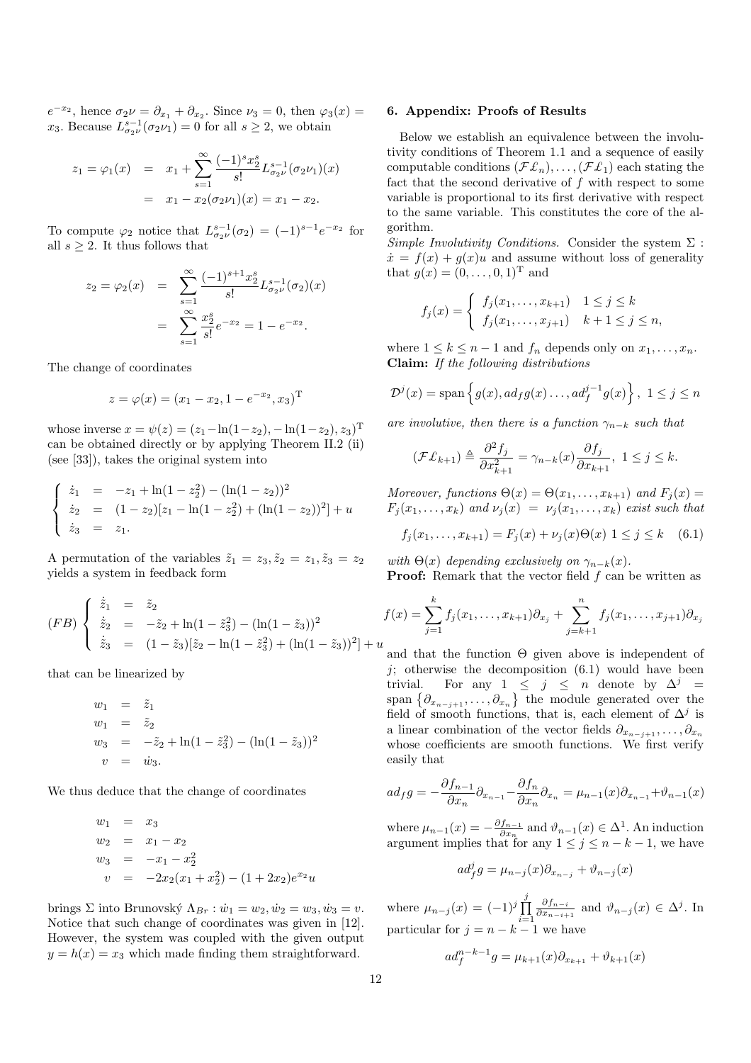$e^{-x_2}$, hence $\sigma_2\nu = \partial_{x_1} + \partial_{x_2}$. Since $\nu_3 = 0$, then $\varphi_3(x) = x_3$. Because $L^{s-1}_{\sigma_2\nu}(\sigma_2\nu_1) = 0$ for all $s \geq 2$, we obtain

$$
\begin{aligned}
z_1 = \varphi_1(x) &= x_1 + \sum_{s=1}^{\infty} \frac{(-1)^s x_2^s}{s!} L^{s-1}_{\sigma_2\nu}(\sigma_2\nu_1)(x) \\
&= x_1 - x_2(\sigma_2\nu_1)(x) = x_1 - x_2.
\end{aligned}
$$

To compute $\varphi_2$ notice that $L^{s-1}_{\sigma_2\nu}(\sigma_2) = (-1)^{s-1}e^{-x_2}$ for all $s \geq 2$. It thus follows that

$$
\begin{aligned}
z_2 = \varphi_2(x) &= \sum_{s=1}^{\infty} \frac{(-1)^{s+1} x_2^s}{s!} L^{s-1}_{\sigma_2\nu}(\sigma_2)(x) \\
&= \sum_{s=1}^{\infty} \frac{x_2^s}{s!} e^{-x_2} = 1 - e^{-x_2}.
\end{aligned}
$$

The change of coordinates

$$
z = \varphi(x) = (x_1 - x_2, 1 - e^{-x_2}, x_3)^{\mathrm{T}}
$$

whose inverse $x = \psi(z) = (z_1 - \ln(1-z_2), -\ln(1-z_2), z_3)^{\mathrm{T}}$ can be obtained directly or by applying Theorem II.2 (ii) (see [33]), takes the original system into

$$
\left\{
\begin{aligned}
\dot z_1 &= -z_1 + \ln(1-z_2^2) - (\ln(1-z_2))^2 \\
\dot z_2 &= (1-z_2)[z_1 - \ln(1-z_2^2) + (\ln(1-z_2))^2] + u \\
\dot z_3 &= z_1.
\end{aligned}
\right.
$$

A permutation of the variables $\tilde z_1 = z_3, \tilde z_2 = z_1, \tilde z_3 = z_2$ yields a system in feedback form

$$
(FB)\left\{
\begin{aligned}
\dot{\tilde z}_1 &= \tilde z_2 \\
\dot{\tilde z}_2 &= -\tilde z_2 + \ln(1-\tilde z_3^2) - (\ln(1-\tilde z_3))^2 \\
\dot{\tilde z}_3 &= (1-\tilde z_3)[\tilde z_2 - \ln(1-\tilde z_3^2) + (\ln(1-\tilde z_3))^2] + u
\end{aligned}
\right.
$$

that can be linearized by

$$
\begin{aligned}
w_1 &= \tilde z_1 \\
w_1 &= \tilde z_2 \\
w_3 &= -\tilde z_2 + \ln(1-\tilde z_3^2) - (\ln(1-\tilde z_3))^2 \\
v &= \dot w_3.
\end{aligned}
$$

We thus deduce that the change of coordinates

$$
\begin{aligned}
w_1 &= x_3 \\
w_2 &= x_1 - x_2 \\
w_3 &= -x_1 - x_2^2 \\
v &= -2x_2(x_1 + x_2^2) - (1 + 2x_2)e^{x_2}u
\end{aligned}
$$

brings $\Sigma$ into Brunovský $\Lambda_{Br} : \dot w_1 = w_2, \dot w_2 = w_3, \dot w_3 = v$. Notice that such change of coordinates was given in [12]. However, the system was coupled with the given output $y = h(x) = x_3$ which made finding them straightforward.

## 6. Appendix: Proofs of Results

Below we establish an equivalence between the involutivity conditions of Theorem 1.1 and a sequence of easily computable conditions $(\mathcal{F}\mathcal{L}_n), \ldots, (\mathcal{F}\mathcal{L}_1)$ each stating the fact that the second derivative of $f$ with respect to some variable is proportional to its first derivative with respect to the same variable. This constitutes the core of the algorithm.

*Simple Involutivity Conditions.* Consider the system $\Sigma$ : $\dot x = f(x) + g(x)u$ and assume without loss of generality that $g(x) = (0, \ldots, 0, 1)^{\mathrm{T}}$ and

$$
f_j(x) = \left\{
\begin{array}{ll}
f_j(x_1, \ldots, x_{k+1}) & 1 \leq j \leq k \\
f_j(x_1, \ldots, x_{j+1}) & k+1 \leq j \leq n,
\end{array}
\right.
$$

where $1 \leq k \leq n-1$ and $f_n$ depends only on $x_1, \ldots, x_n$.

**Claim:** *If the following distributions*

$$
\mathcal{D}^j(x) = \operatorname{span}\left\{g(x), ad_f g(x) \ldots, ad_f^{j-1} g(x)\right\},\ 1 \leq j \leq n
$$

*are involutive, then there is a function $\gamma_{n-k}$ such that*

$$
(\mathcal{F}\mathcal{L}_{k+1}) \triangleq \frac{\partial^2 f_j}{\partial x_{k+1}^2} = \gamma_{n-k}(x)\frac{\partial f_j}{\partial x_{k+1}},\ 1 \leq j \leq k.
$$

*Moreover, functions $\Theta(x) = \Theta(x_1, \ldots, x_{k+1})$ and $F_j(x) = F_j(x_1, \ldots, x_k)$ and $\nu_j(x) = \nu_j(x_1, \ldots, x_k)$ exist such that*

$$
f_j(x_1, \ldots, x_{k+1}) = F_j(x) + \nu_j(x)\Theta(x)\ \ 1 \leq j \leq k \quad (6.1)
$$

*with $\Theta(x)$ depending exclusively on $\gamma_{n-k}(x)$.*

**Proof:** Remark that the vector field $f$ can be written as

$$
f(x) = \sum_{j=1}^{k} f_j(x_1, \ldots, x_{k+1})\partial_{x_j} + \sum_{j=k+1}^{n} f_j(x_1, \ldots, x_{j+1})\partial_{x_j}
$$

and that the function $\Theta$ given above is independent of $j$; otherwise the decomposition (6.1) would have been trivial. For any $1 \leq j \leq n$ denote by $\Delta^j = \operatorname{span}\left\{\partial_{x_{n-j+1}}, \ldots, \partial_{x_n}\right\}$ the module generated over the field of smooth functions, that is, each element of $\Delta^j$ is a linear combination of the vector fields $\partial_{x_{n-j+1}}, \ldots, \partial_{x_n}$ whose coefficients are smooth functions. We first verify easily that

$$
ad_f g = -\frac{\partial f_{n-1}}{\partial x_n}\partial_{x_{n-1}} - \frac{\partial f_n}{\partial x_n}\partial_{x_n} = \mu_{n-1}(x)\partial_{x_{n-1}} + \vartheta_{n-1}(x)
$$

where $\mu_{n-1}(x) = -\frac{\partial f_{n-1}}{\partial x_n}$ and $\vartheta_{n-1}(x) \in \Delta^1$. An induction argument implies that for any $1 \leq j \leq n-k-1$, we have

$$
ad_f^j g = \mu_{n-j}(x)\partial_{x_{n-j}} + \vartheta_{n-j}(x)
$$

where $\mu_{n-j}(x) = (-1)^j \prod_{i=1}^{j} \frac{\partial f_{n-i}}{\partial x_{n-i+1}}$ and $\vartheta_{n-j}(x) \in \Delta^j$. In particular for $j = n-k-1$ we have

$$
ad_f^{n-k-1} g = \mu_{k+1}(x)\partial_{x_{k+1}} + \vartheta_{k+1}(x)
$$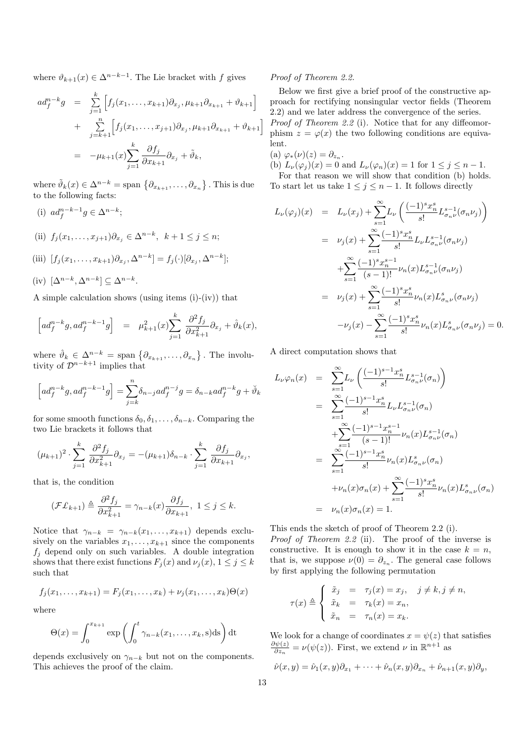where $\vartheta_{k+1}(x) \in \Delta^{n-k-1}$. The Lie bracket with $f$ gives

$$
\begin{aligned}
ad_f^{n-k} g &= \sum_{j=1}^{k} \Big[ f_j(x_1,\ldots,x_{k+1})\partial_{x_j}, \mu_{k+1}\partial_{x_{k+1}} + \vartheta_{k+1} \Big] \\
&+ \sum_{j=k+1}^{n} \Big[ f_j(x_1,\ldots,x_{j+1})\partial_{x_j}, \mu_{k+1}\partial_{x_{k+1}} + \vartheta_{k+1} \Big] \\
&= -\mu_{k+1}(x) \sum_{j=1}^{k} \frac{\partial f_j}{\partial x_{k+1}} \partial_{x_j} + \tilde{\vartheta}_k,
\end{aligned}
$$

where $\tilde{\vartheta}_k(x) \in \Delta^{n-k} = \operatorname{span}\left\{ \partial_{x_{k+1}}, \ldots, \partial_{x_n} \right\}$. This is due to the following facts:

(i) $ad_f^{n-k-1} g \in \Delta^{n-k}$;

(ii) $f_j(x_1,\ldots,x_{j+1})\partial_{x_j} \in \Delta^{n-k}, \ k+1 \le j \le n$;

(iii) $[f_j(x_1,\ldots,x_{k+1})\partial_{x_j}, \Delta^{n-k}] = f_j(\cdot)[\partial_{x_j}, \Delta^{n-k}]$;

(iv) $[\Delta^{n-k}, \Delta^{n-k}] \subseteq \Delta^{n-k}$.

A simple calculation shows (using items (i)-(iv)) that

$$
\left[ ad_f^{n-k} g, ad_f^{n-k-1} g \right] = \mu_{k+1}^2(x) \sum_{j=1}^{k} \frac{\partial^2 f_j}{\partial x_{k+1}^2} \partial_{x_j} + \hat{\vartheta}_k(x),
$$

where $\hat{\vartheta}_k \in \Delta^{n-k} = \operatorname{span}\left\{ \partial_{x_{k+1}}, \ldots, \partial_{x_n} \right\}$. The involutivity of $\mathcal{D}^{n-k+1}$ implies that

$$
\left[ ad_f^{n-k} g, ad_f^{n-k-1} g \right] = \sum_{j=k}^{n} \delta_{n-j} ad_f^{n-j} g = \delta_{n-k} ad_f^{n-k} g + \breve{\vartheta}_k
$$

for some smooth functions $\delta_0, \delta_1, \ldots, \delta_{n-k}$. Comparing the two Lie brackets it follows that

$$
(\mu_{k+1})^2 \cdot \sum_{j=1}^{k} \frac{\partial^2 f_j}{\partial x_{k+1}^2} \partial_{x_j} = -(\mu_{k+1}) \delta_{n-k} \cdot \sum_{j=1}^{k} \frac{\partial f_j}{\partial x_{k+1}} \partial_{x_j},
$$

that is, the condition

$$
(\mathcal{F}\mathcal{L}_{k+1}) \triangleq \frac{\partial^2 f_j}{\partial x_{k+1}^2} = \gamma_{n-k}(x) \frac{\partial f_j}{\partial x_{k+1}}, \ 1 \le j \le k.
$$

Notice that $\gamma_{n-k} = \gamma_{n-k}(x_1, \ldots, x_{k+1})$ depends exclusively on the variables $x_1, \ldots, x_{k+1}$ since the components $f_j$ depend only on such variables. A double integration shows that there exist functions $F_j(x)$ and $\nu_j(x)$, $1 \le j \le k$ such that

$$
f_j(x_1, \ldots, x_{k+1}) = F_j(x_1, \ldots, x_k) + \nu_j(x_1, \ldots, x_k)\Theta(x)
$$

where

$$
\Theta(x) = \int_0^{x_{k+1}} \exp\left( \int_0^t \gamma_{n-k}(x_1, \ldots, x_k, \mathrm{s})\mathrm{ds} \right) \mathrm{dt}
$$

depends exclusively on $\gamma_{n-k}$ but not on the components. This achieves the proof of the claim.

*Proof of Theorem 2.2.*

Below we first give a brief proof of the constructive approach for rectifying nonsingular vector fields (Theorem 2.2) and we later address the convergence of the series.

*Proof of Theorem 2.2* (i). Notice that for any diffeomorphism $z = \varphi(x)$ the two following conditions are equivalent.

(a) $\varphi_*(\nu)(z) = \partial_{z_n}$.

(b) $L_\nu(\varphi_j)(x) = 0$ and $L_\nu(\varphi_n)(x) = 1$ for $1 \le j \le n-1$.

For that reason we will show that condition (b) holds. To start let us take $1 \le j \le n-1$. It follows directly

$$
\begin{aligned}
L_\nu(\varphi_j)(x) &= L_\nu(x_j) + \sum_{s=1}^{\infty} L_\nu \left( \frac{(-1)^s x_n^s}{s!} L_{\sigma_n \nu}^{s-1}(\sigma_n \nu_j) \right) \\
&= \nu_j(x) + \sum_{s=1}^{\infty} \frac{(-1)^s x_n^s}{s!} L_\nu L_{\sigma_n \nu}^{s-1}(\sigma_n \nu_j) \\
&\quad + \sum_{s=1}^{\infty} \frac{(-1)^s x_n^{s-1}}{(s-1)!} \nu_n(x) L_{\sigma_n \nu}^{s-1}(\sigma_n \nu_j) \\
&= \nu_j(x) + \sum_{s=1}^{\infty} \frac{(-1)^s x_n^s}{s!} \nu_n(x) L_{\sigma_n \nu}^{s}(\sigma_n \nu_j) \\
&\quad - \nu_j(x) - \sum_{s=1}^{\infty} \frac{(-1)^s x_n^s}{s!} \nu_n(x) L_{\sigma_n \nu}^{s}(\sigma_n \nu_j) = 0.
\end{aligned}
$$

A direct computation shows that

$$
\begin{aligned}
L_\nu \varphi_n(x) &= \sum_{s=1}^{\infty} L_\nu \left( \frac{(-1)^{s-1} x_n^s}{s!} L_{\sigma_n \nu}^{s-1}(\sigma_n) \right) \\
&= \sum_{s=1}^{\infty} \frac{(-1)^{s-1} x_n^s}{s!} L_\nu L_{\sigma_n \nu}^{s-1}(\sigma_n) \\
&\quad + \sum_{s=1}^{\infty} \frac{(-1)^{s-1} x_n^{s-1}}{(s-1)!} \nu_n(x) L_{\sigma_n \nu}^{s-1}(\sigma_n) \\
&= \sum_{s=1}^{\infty} \frac{(-1)^{s-1} x_n^s}{s!} \nu_n(x) L_{\sigma_n \nu}^{s}(\sigma_n) \\
&\quad + \nu_n(x)\sigma_n(x) + \sum_{s=1}^{\infty} \frac{(-1)^s x_n^s}{s!} \nu_n(x) L_{\sigma_n \nu}^{s}(\sigma_n) \\
&= \nu_n(x)\sigma_n(x) = 1.
\end{aligned}
$$

This ends the sketch of proof of Theorem 2.2 (i).

*Proof of Theorem 2.2* (ii). The proof of the inverse is constructive. It is enough to show it in the case $k = n$, that is, we suppose $\nu(0) = \partial_{z_n}$. The general case follows by first applying the following permutation

$$
\tau(x) \triangleq \left\{
\begin{array}{rcll}
\tilde{x}_j &=& \tau_j(x) = x_j, & j \ne k, j \ne n, \\
\tilde{x}_k &=& \tau_k(x) = x_n, & \\
\tilde{x}_n &=& \tau_n(x) = x_k. &
\end{array}
\right.
$$

We look for a change of coordinates $x = \psi(z)$ that satisfies $\frac{\partial \psi(z)}{\partial z_n} = \nu(\psi(z))$. First, we extend $\nu$ in $\mathbb{R}^{n+1}$ as

$$
\hat{\nu}(x,y) = \hat{\nu}_1(x,y)\partial_{x_1} + \cdots + \hat{\nu}_n(x,y)\partial_{x_n} + \hat{\nu}_{n+1}(x,y)\partial_y,
$$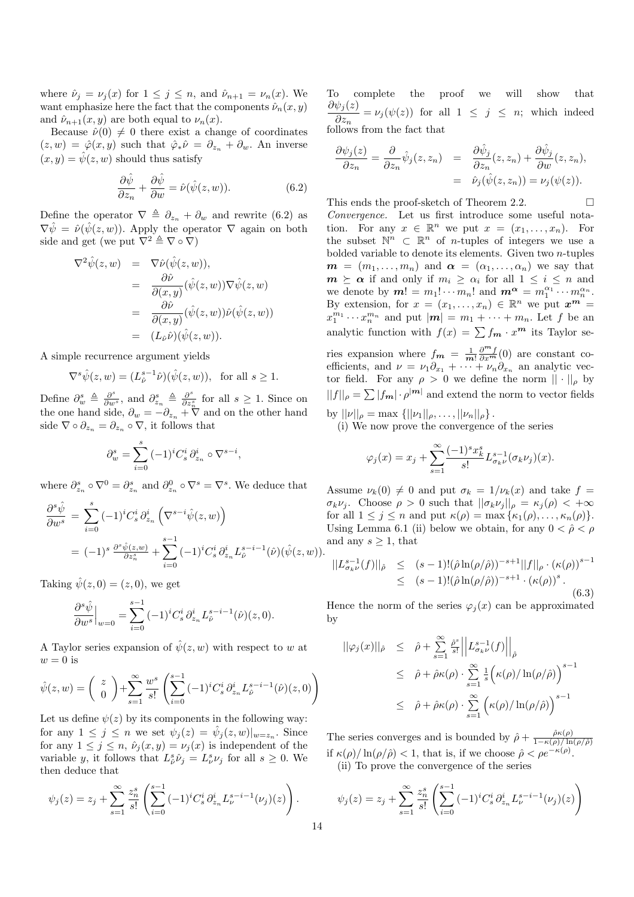where $\hat{\nu}_j = \nu_j(x)$ for $1 \le j \le n$, and $\hat{\nu}_{n+1} = \nu_n(x)$. We want emphasize here the fact that the components $\hat{\nu}_n(x,y)$ and $\hat{\nu}_{n+1}(x,y)$ are both equal to $\nu_n(x)$.

Because $\hat{\nu}(0) \neq 0$ there exist a change of coordinates $(z,w) = \hat{\varphi}(x,y)$ such that $\hat{\varphi}_* \hat{\nu} = \partial_{z_n} + \partial_w$. An inverse $(x,y) = \hat{\psi}(z,w)$ should thus satisfy

$$\frac{\partial \hat{\psi}}{\partial z_n} + \frac{\partial \hat{\psi}}{\partial w} = \hat{\nu}(\hat{\psi}(z,w)). \tag{6.2}$$

Define the operator $\nabla \triangleq \partial_{z_n} + \partial_w$ and rewrite (6.2) as $\nabla \hat{\psi} = \hat{\nu}(\hat{\psi}(z,w))$. Apply the operator $\nabla$ again on both side and get (we put $\nabla^2 \triangleq \nabla \circ \nabla$)

$$\begin{aligned}
\nabla^2 \hat{\psi}(z,w) &= \nabla \hat{\nu}(\hat{\psi}(z,w)), \\
&= \frac{\partial \hat{\nu}}{\partial(x,y)}(\hat{\psi}(z,w)) \nabla \hat{\psi}(z,w) \\
&= \frac{\partial \hat{\nu}}{\partial(x,y)}(\hat{\psi}(z,w)) \hat{\nu}(\hat{\psi}(z,w)) \\
&= (L_{\hat{\nu}} \hat{\nu})(\hat{\psi}(z,w)).
\end{aligned}$$

A simple recurrence argument yields

$$\nabla^s \hat{\psi}(z,w) = (L_{\hat{\nu}}^{s-1} \hat{\nu})(\hat{\psi}(z,w)), \quad \text{for all } s \ge 1.$$

Define $\partial_w^s \triangleq \frac{\partial^s}{\partial w^s}$, and $\partial_{z_n}^s \triangleq \frac{\partial^s}{\partial z_n^s}$ for all $s \ge 1$. Since on the one hand side, $\partial_w = -\partial_{z_n} + \nabla$ and on the other hand side $\nabla \circ \partial_{z_n} = \partial_{z_n} \circ \nabla$, it follows that

$$\partial_w^s = \sum_{i=0}^{s} (-1)^i C_s^i \, \partial_{z_n}^i \circ \nabla^{s-i},$$

where $\partial_{z_n}^s \circ \nabla^0 = \partial_{z_n}^s$ and $\partial_{z_n}^0 \circ \nabla^s = \nabla^s$. We deduce that

$$\begin{aligned}
\frac{\partial^s \hat{\psi}}{\partial w^s} &= \sum_{i=0}^{s} (-1)^i C_s^i \, \partial_{z_n}^i \left( \nabla^{s-i} \hat{\psi}(z,w) \right) \\
&= (-1)^s \frac{\partial^s \hat{\psi}(z,w)}{\partial z_n^s} + \sum_{i=0}^{s-1} (-1)^i C_s^i \, \partial_{z_n}^i L_{\hat{\nu}}^{s-i-1}(\hat{\nu})(\hat{\psi}(z,w)).
\end{aligned}$$

Taking $\hat{\psi}(z,0) = (z,0)$, we get

$$\frac{\partial^s \hat{\psi}}{\partial w^s}\Big|_{w=0} = \sum_{i=0}^{s-1} (-1)^i C_s^i \, \partial_{z_n}^i L_{\hat{\nu}}^{s-i-1}(\hat{\nu})(z,0).$$

A Taylor series expansion of $\hat{\psi}(z,w)$ with respect to $w$ at $w = 0$ is

$$\hat{\psi}(z,w) = \begin{pmatrix} z \\ 0 \end{pmatrix} + \sum_{s=1}^{\infty} \frac{w^s}{s!} \left( \sum_{i=0}^{s-1} (-1)^i C_s^i \, \partial_{z_n}^i L_{\hat{\nu}}^{s-i-1}(\hat{\nu})(z,0) \right)$$

Let us define $\psi(z)$ by its components in the following way: for any $1 \le j \le n$ we set $\psi_j(z) = \hat{\psi}_j(z,w)|_{w=z_n}$. Since for any $1 \le j \le n$, $\hat{\nu}_j(x,y) = \nu_j(x)$ is independent of the variable $y$, it follows that $L_{\hat{\nu}}^s \hat{\nu}_j = L_{\nu}^s \nu_j$ for all $s \ge 0$. We then deduce that

$$\psi_j(z) = z_j + \sum_{s=1}^{\infty} \frac{z_n^s}{s!} \left( \sum_{i=0}^{s-1} (-1)^i C_s^i \, \partial_{z_n}^i L_{\nu}^{s-i-1}(\nu_j)(z) \right).$$

To complete the proof we will show that $\dfrac{\partial \psi_j(z)}{\partial z_n} = \nu_j(\psi(z))$ for all $1 \le j \le n$; which indeed follows from the fact that

$$\begin{aligned}
\frac{\partial \psi_j(z)}{\partial z_n} = \frac{\partial}{\partial z_n} \hat{\psi}_j(z, z_n) &= \frac{\partial \hat{\psi}_j}{\partial z_n}(z, z_n) + \frac{\partial \hat{\psi}_j}{\partial w}(z, z_n), \\
&= \hat{\nu}_j(\hat{\psi}(z, z_n)) = \nu_j(\psi(z)).
\end{aligned}$$

This ends the proof-sketch of Theorem 2.2. $\square$

*Convergence.* Let us first introduce some useful notation. For any $x \in \mathbb{R}^n$ we put $x = (x_1, \ldots, x_n)$. For the subset $\mathbb{N}^n \subset \mathbb{R}^n$ of $n$-tuples of integers we use a bolded variable to denote its elements. Given two $n$-tuples $\boldsymbol{m} = (m_1, \ldots, m_n)$ and $\boldsymbol{\alpha} = (\alpha_1, \ldots, \alpha_n)$ we say that $\boldsymbol{m} \succeq \boldsymbol{\alpha}$ if and only if $m_i \ge \alpha_i$ for all $1 \le i \le n$ and we denote by $\boldsymbol{m}! = m_1! \cdots m_n!$ and $\boldsymbol{m}^{\boldsymbol{\alpha}} = m_1^{\alpha_1} \cdots m_n^{\alpha_n}$. By extension, for $x = (x_1, \ldots, x_n) \in \mathbb{R}^n$ we put $\boldsymbol{x}^{\boldsymbol{m}} = x_1^{m_1} \cdots x_n^{m_n}$ and put $|\boldsymbol{m}| = m_1 + \cdots + m_n$. Let $f$ be an analytic function with $f(x) = \sum f_{\boldsymbol{m}} \cdot x^{\boldsymbol{m}}$ its Taylor series expansion where $f_{\boldsymbol{m}} = \frac{1}{\boldsymbol{m}!} \frac{\partial^{\boldsymbol{m}} f}{\partial x^{\boldsymbol{m}}}(0)$ are constant coefficients, and $\nu = \nu_1 \partial_{x_1} + \cdots + \nu_n \partial_{x_n}$ an analytic vector field. For any $\rho > 0$ we define the norm $|| \cdot ||_\rho$ by $||f||_\rho = \sum |f_{\boldsymbol{m}}| \cdot \rho^{|\boldsymbol{m}|}$ and extend the norm to vector fields by $||\nu||_\rho = \max \{ ||\nu_1||_\rho, \ldots, ||\nu_n||_\rho \}$.

(i) We now prove the convergence of the series

$$\varphi_j(x) = x_j + \sum_{s=1}^{\infty} \frac{(-1)^s x_k^s}{s!} L_{\sigma_k \nu}^{s-1}(\sigma_k \nu_j)(x).$$

Assume $\nu_k(0) \neq 0$ and put $\sigma_k = 1/\nu_k(x)$ and take $f = \sigma_k \nu_j$. Choose $\rho > 0$ such that $||\sigma_k \nu_j||_\rho = \kappa_j(\rho) < +\infty$ for all $1 \le j \le n$ and put $\kappa(\rho) = \max\{\kappa_1(\rho), \ldots, \kappa_n(\rho)\}$. Using Lemma 6.1 (ii) below we obtain, for any $0 < \hat{\rho} < \rho$ and any $s \ge 1$, that

$$\begin{aligned}
||L_{\sigma_k \nu}^{s-1}(f)||_{\hat{\rho}} &\le (s-1)!(\hat{\rho} \ln(\rho/\hat{\rho}))^{-s+1} ||f||_\rho \cdot (\kappa(\rho))^{s-1} \\
&\le (s-1)!(\hat{\rho} \ln(\rho/\hat{\rho}))^{-s+1} \cdot (\kappa(\rho))^s.
\end{aligned} \tag{6.3}$$

Hence the norm of the series $\varphi_j(x)$ can be approximated by

$$\begin{aligned}
||\varphi_j(x)||_{\hat{\rho}} &\le \hat{\rho} + \sum_{s=1}^{\infty} \frac{\hat{\rho}^s}{s!} \left|\left| L_{\sigma_k \nu}^{s-1}(f) \right|\right|_{\hat{\rho}} \\
&\le \hat{\rho} + \hat{\rho} \kappa(\rho) \cdot \sum_{s=1}^{\infty} \frac{1}{s} \Big( \kappa(\rho) / \ln(\rho/\hat{\rho}) \Big)^{s-1} \\
&\le \hat{\rho} + \hat{\rho} \kappa(\rho) \cdot \sum_{s=1}^{\infty} \Big( \kappa(\rho) / \ln(\rho/\hat{\rho}) \Big)^{s-1}
\end{aligned}$$

The series converges and is bounded by $\hat{\rho} + \frac{\hat{\rho}\kappa(\rho)}{1 - \kappa(\rho)/\ln(\rho/\hat{\rho})}$ if $\kappa(\rho)/\ln(\rho/\hat{\rho}) < 1$, that is, if we choose $\hat{\rho} < \rho e^{-\kappa(\rho)}$.

(ii) To prove the convergence of the series

$$\psi_j(z) = z_j + \sum_{s=1}^{\infty} \frac{z_n^s}{s!} \left( \sum_{i=0}^{s-1} (-1)^i C_s^i \, \partial_{z_n}^i L_{\nu}^{s-i-1}(\nu_j)(z) \right)$$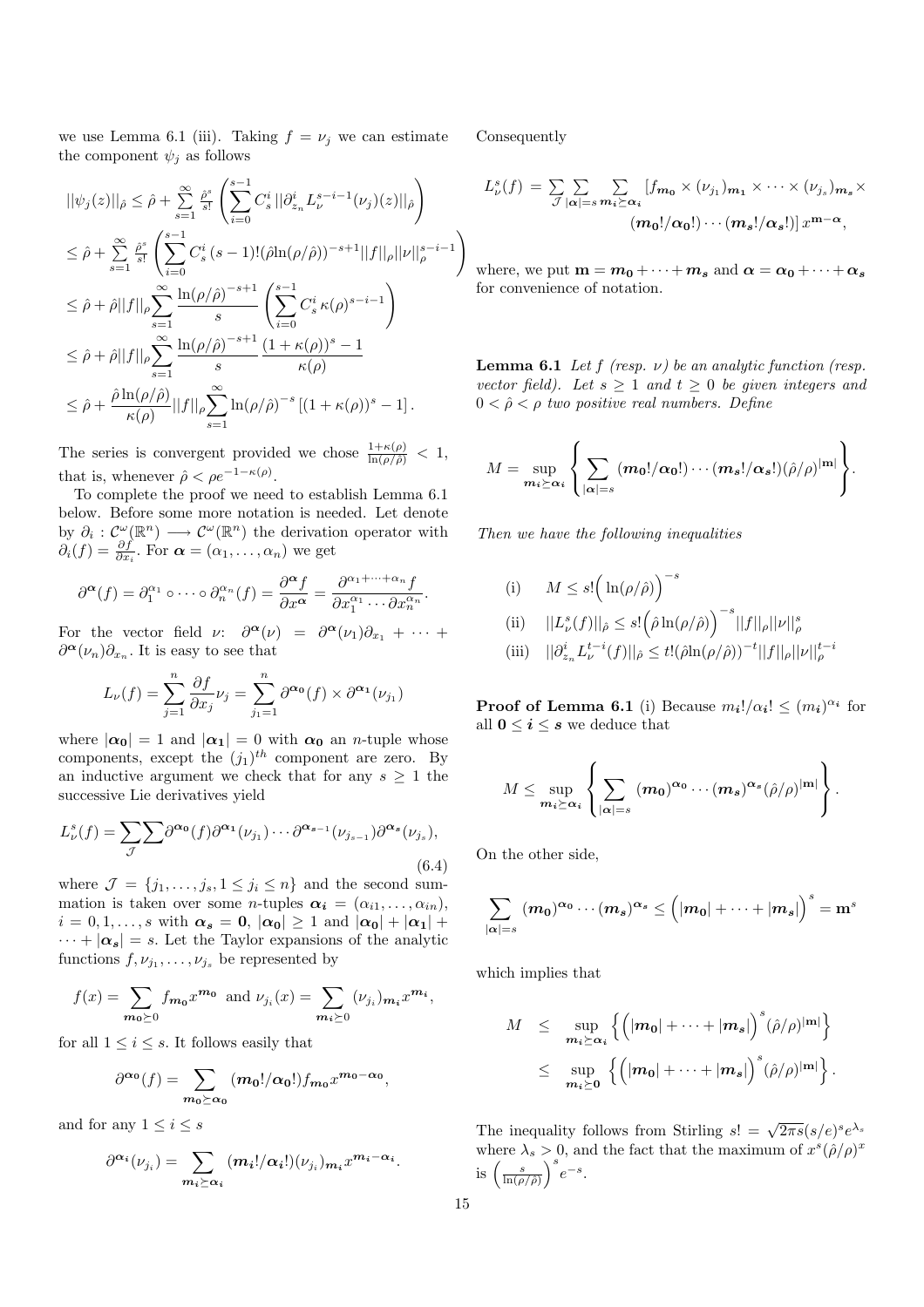we use Lemma 6.1 (iii). Taking $f = \nu_j$ we can estimate the component $\psi_j$ as follows

$$
\begin{aligned}
||\psi_j(z)||_{\hat\rho} &\le \hat\rho + \sum_{s=1}^{\infty} \tfrac{\hat\rho^s}{s!}\left(\sum_{i=0}^{s-1} C_s^i\, ||\partial_{z_n}^i L_\nu^{s-i-1}(\nu_j)(z)||_{\hat\rho}\right) \\
&\le \hat\rho + \sum_{s=1}^{\infty} \tfrac{\hat\rho^s}{s!}\left(\sum_{i=0}^{s-1} C_s^i\,(s-1)!(\hat\rho \ln(\rho/\hat\rho))^{-s+1}||f||_\rho ||\nu||_\rho^{s-i-1}\right) \\
&\le \hat\rho + \hat\rho||f||_\rho \sum_{s=1}^{\infty} \frac{\ln(\rho/\hat\rho)^{-s+1}}{s}\left(\sum_{i=0}^{s-1} C_s^i \kappa(\rho)^{s-i-1}\right) \\
&\le \hat\rho + \hat\rho||f||_\rho \sum_{s=1}^{\infty} \frac{\ln(\rho/\hat\rho)^{-s+1}}{s}\,\frac{(1+\kappa(\rho))^s - 1}{\kappa(\rho)} \\
&\le \hat\rho + \frac{\hat\rho\ln(\rho/\hat\rho)}{\kappa(\rho)}||f||_\rho \sum_{s=1}^{\infty} \ln(\rho/\hat\rho)^{-s}\left[(1+\kappa(\rho))^s - 1\right].
\end{aligned}
$$

The series is convergent provided we chose $\frac{1+\kappa(\rho)}{\ln(\rho/\hat\rho)} < 1$, that is, whenever $\hat\rho < \rho e^{-1-\kappa(\rho)}$.

To complete the proof we need to establish Lemma 6.1 below. Before some more notation is needed. Let denote by $\partial_i : \mathcal{C}^\omega(\mathbb{R}^n) \longrightarrow \mathcal{C}^\omega(\mathbb{R}^n)$ the derivation operator with $\partial_i(f) = \frac{\partial f}{\partial x_i}$. For $\boldsymbol{\alpha} = (\alpha_1, \dots, \alpha_n)$ we get

$$
\partial^{\boldsymbol{\alpha}}(f) = \partial_1^{\alpha_1} \circ \cdots \circ \partial_n^{\alpha_n}(f) = \frac{\partial^{\boldsymbol{\alpha}} f}{\partial x^{\boldsymbol{\alpha}}} = \frac{\partial^{\alpha_1+\cdots+\alpha_n} f}{\partial x_1^{\alpha_1}\cdots \partial x_n^{\alpha_n}}.
$$

For the vector field $\nu$: $\partial^{\boldsymbol{\alpha}}(\nu) = \partial^{\boldsymbol{\alpha}}(\nu_1)\partial_{x_1} + \cdots + \partial^{\boldsymbol{\alpha}}(\nu_n)\partial_{x_n}$. It is easy to see that

$$
L_\nu(f) = \sum_{j=1}^{n} \frac{\partial f}{\partial x_j}\nu_j = \sum_{j_1=1}^{n} \partial^{\boldsymbol{\alpha_0}}(f) \times \partial^{\boldsymbol{\alpha_1}}(\nu_{j_1})
$$

where $|\boldsymbol{\alpha_0}| = 1$ and $|\boldsymbol{\alpha_1}| = 0$ with $\boldsymbol{\alpha_0}$ an $n$-tuple whose components, except the $(j_1)^{th}$ component are zero. By an inductive argument we check that for any $s \ge 1$ the successive Lie derivatives yield

$$
L_\nu^s(f) = \sum_{\mathcal{J}}\sum \partial^{\boldsymbol{\alpha_0}}(f)\partial^{\boldsymbol{\alpha_1}}(\nu_{j_1})\cdots\partial^{\boldsymbol{\alpha_{s-1}}}(\nu_{j_{s-1}})\partial^{\boldsymbol{\alpha_s}}(\nu_{j_s}), \tag{6.4}
$$

where $\mathcal{J} = \{j_1, \dots, j_s, 1 \le j_i \le n\}$ and the second summation is taken over some $n$-tuples $\boldsymbol{\alpha_i} = (\alpha_{i1}, \dots, \alpha_{in})$, $i = 0, 1, \dots, s$ with $\boldsymbol{\alpha_s} = \boldsymbol{0}$, $|\boldsymbol{\alpha_0}| \ge 1$ and $|\boldsymbol{\alpha_0}| + |\boldsymbol{\alpha_1}| + \cdots + |\boldsymbol{\alpha_s}| = s$. Let the Taylor expansions of the analytic functions $f, \nu_{j_1}, \dots, \nu_{j_s}$ be represented by

$$
f(x) = \sum_{\boldsymbol{m_0}\succeq 0} f_{\boldsymbol{m_0}} x^{\boldsymbol{m_0}} \ \text{ and } \ \nu_{j_i}(x) = \sum_{\boldsymbol{m_i}\succeq 0} (\nu_{j_i})_{\boldsymbol{m_i}} x^{\boldsymbol{m_i}},
$$

for all $1 \le i \le s$. It follows easily that

$$
\partial^{\boldsymbol{\alpha_0}}(f) = \sum_{\boldsymbol{m_0}\succeq \boldsymbol{\alpha_0}} (\boldsymbol{m_0}!/\boldsymbol{\alpha_0}!) f_{\boldsymbol{m_0}} x^{\boldsymbol{m_0}-\boldsymbol{\alpha_0}},
$$

and for any $1 \le i \le s$

$$
\partial^{\boldsymbol{\alpha_i}}(\nu_{j_i}) = \sum_{\boldsymbol{m_i}\succeq \boldsymbol{\alpha_i}} (\boldsymbol{m_i}!/\boldsymbol{\alpha_i}!)(\nu_{j_i})_{\boldsymbol{m_i}} x^{\boldsymbol{m_i}-\boldsymbol{\alpha_i}}.
$$

Consequently

$$
L_\nu^s(f) = \sum_{\mathcal{J}}\sum_{|\boldsymbol{\alpha}|=s}\sum_{\boldsymbol{m_i}\succeq\boldsymbol{\alpha_i}} [f_{\boldsymbol{m_0}} \times (\nu_{j_1})_{\boldsymbol{m_1}} \times \cdots \times (\nu_{j_s})_{\boldsymbol{m_s}} \times (\boldsymbol{m_0}!/\boldsymbol{\alpha_0}!)\cdots(\boldsymbol{m_s}!/\boldsymbol{\alpha_s}!)]\, x^{\mathbf{m}-\boldsymbol{\alpha}},
$$

where, we put $\mathbf{m} = \boldsymbol{m_0} + \cdots + \boldsymbol{m_s}$ and $\boldsymbol{\alpha} = \boldsymbol{\alpha_0} + \cdots + \boldsymbol{\alpha_s}$ for convenience of notation.

**Lemma 6.1** *Let $f$ (resp. $\nu$) be an analytic function (resp. vector field). Let $s \ge 1$ and $t \ge 0$ be given integers and $0 < \hat\rho < \rho$ two positive real numbers. Define*

$$
M = \sup_{\boldsymbol{m_i}\succeq\boldsymbol{\alpha_i}} \left\{ \sum_{|\boldsymbol{\alpha}|=s} (\boldsymbol{m_0}!/\boldsymbol{\alpha_0}!)\cdots(\boldsymbol{m_s}!/\boldsymbol{\alpha_s}!)(\hat\rho/\rho)^{|\mathbf{m}|} \right\}.
$$

*Then we have the following inequalities*

$$
\begin{aligned}
&\text{(i)} \quad M \le s!\Big(\ln(\rho/\hat\rho)\Big)^{-s} \\
&\text{(ii)} \quad ||L_\nu^s(f)||_{\hat\rho} \le s!\Big(\hat\rho\ln(\rho/\hat\rho)\Big)^{-s}||f||_\rho||\nu||_\rho^s \\
&\text{(iii)} \quad ||\partial_{z_n}^i L_\nu^{t-i}(f)||_{\hat\rho} \le t!(\hat\rho\ln(\rho/\hat\rho))^{-t}||f||_\rho||\nu||_\rho^{t-i}
\end{aligned}
$$

**Proof of Lemma 6.1** (i) Because $m_i!/\alpha_i! \le (m_i)^{\alpha_i}$ for all $\boldsymbol{0} \le \boldsymbol{i} \le \boldsymbol{s}$ we deduce that

$$
M \le \sup_{\boldsymbol{m_i}\succeq\boldsymbol{\alpha_i}} \left\{ \sum_{|\boldsymbol{\alpha}|=s} (\boldsymbol{m_0})^{\boldsymbol{\alpha_0}}\cdots(\boldsymbol{m_s})^{\boldsymbol{\alpha_s}}(\hat\rho/\rho)^{|\mathbf{m}|} \right\}.
$$

On the other side,

$$
\sum_{|\boldsymbol{\alpha}|=s} (\boldsymbol{m_0})^{\boldsymbol{\alpha_0}}\cdots(\boldsymbol{m_s})^{\boldsymbol{\alpha_s}} \le \Big(|\boldsymbol{m_0}| + \cdots + |\boldsymbol{m_s}|\Big)^s = \mathbf{m}^s
$$

which implies that

$$
\begin{aligned}
M &\le \sup_{\boldsymbol{m_i}\succeq\boldsymbol{\alpha_i}} \left\{ \Big(|\boldsymbol{m_0}| + \cdots + |\boldsymbol{m_s}|\Big)^s (\hat\rho/\rho)^{|\mathbf{m}|} \right\} \\
&\le \sup_{\boldsymbol{m_i}\succeq\boldsymbol{0}} \left\{ \Big(|\boldsymbol{m_0}| + \cdots + |\boldsymbol{m_s}|\Big)^s (\hat\rho/\rho)^{|\mathbf{m}|} \right\}.
\end{aligned}
$$

The inequality follows from Stirling $s! = \sqrt{2\pi s}(s/e)^s e^{\lambda_s}$ where $\lambda_s > 0$, and the fact that the maximum of $x^s(\hat\rho/\rho)^x$ is $\left(\frac{s}{\ln(\rho/\hat\rho)}\right)^s e^{-s}$.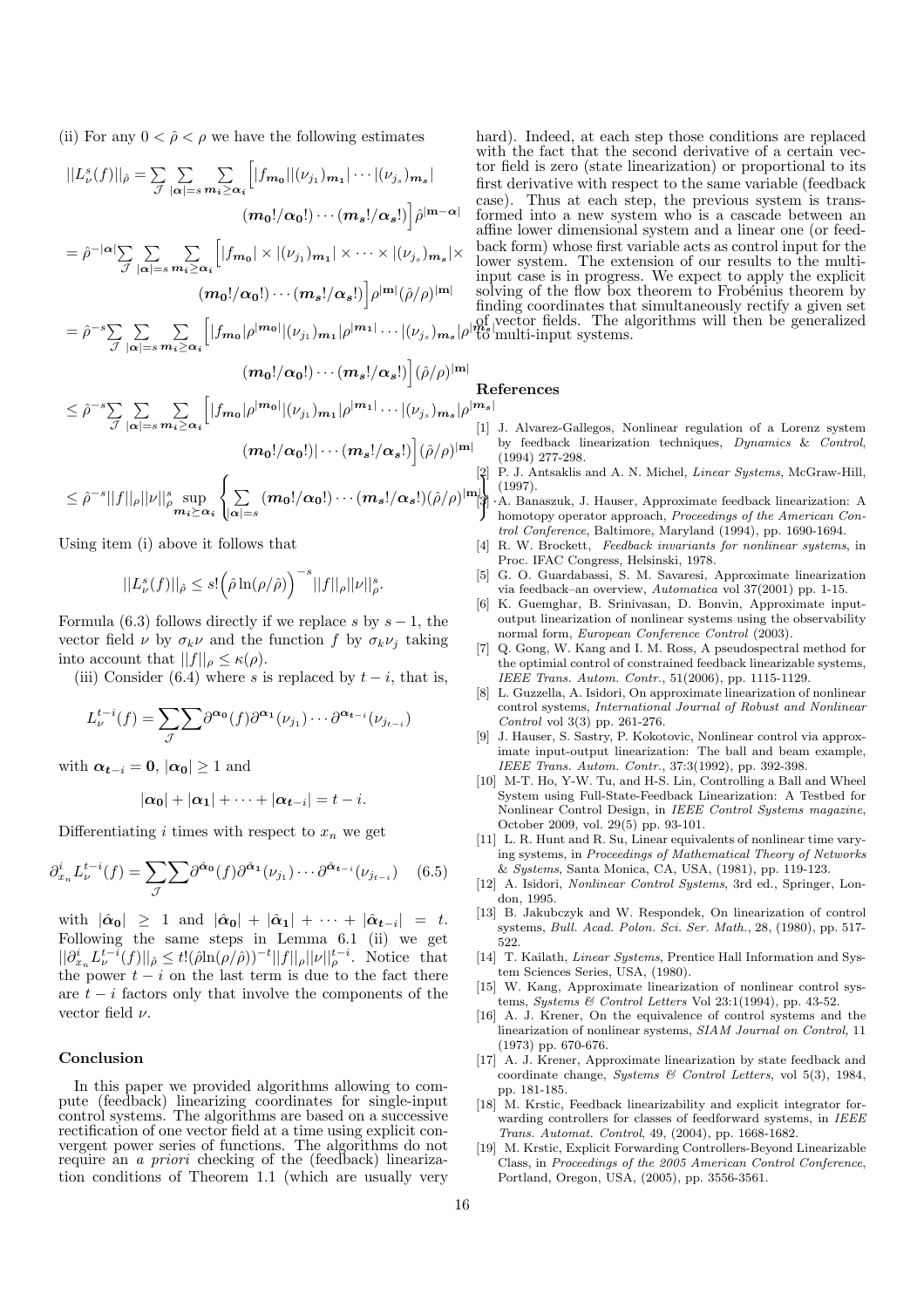(ii) For any $0 < \hat{\rho} < \rho$ we have the following estimates

$$
\begin{aligned}
||L_\nu^s(f)||_{\hat{\rho}} &= \sum_{\mathcal{J}} \sum_{|\boldsymbol{\alpha}|=s} \sum_{\boldsymbol{m_i} \geq \boldsymbol{\alpha_i}} \Big[|f_{\boldsymbol{m_0}}||(\nu_{j_1})_{\boldsymbol{m_1}}| \cdots |(\nu_{j_s})_{\boldsymbol{m_s}}| \\
&\qquad (\boldsymbol{m_0}!/\boldsymbol{\alpha_0}!) \cdots (\boldsymbol{m_s}!/\boldsymbol{\alpha_s}!)\Big] \hat{\rho}^{|\mathbf{m}-\boldsymbol{\alpha}|} \\
&= \hat{\rho}^{-|\boldsymbol{\alpha}|} \sum_{\mathcal{J}} \sum_{|\boldsymbol{\alpha}|=s} \sum_{\boldsymbol{m_i} \geq \boldsymbol{\alpha_i}} \Big[|f_{\boldsymbol{m_0}}| \times |(\nu_{j_1})_{\boldsymbol{m_1}}| \times \cdots \times |(\nu_{j_s})_{\boldsymbol{m_s}}| \times \\
&\qquad (\boldsymbol{m_0}!/\boldsymbol{\alpha_0}!) \cdots (\boldsymbol{m_s}!/\boldsymbol{\alpha_s}!)\Big] \rho^{|\mathbf{m}|} (\hat{\rho}/\rho)^{|\mathbf{m}|} \\
&= \hat{\rho}^{-s} \sum_{\mathcal{J}} \sum_{|\boldsymbol{\alpha}|=s} \sum_{\boldsymbol{m_i} \geq \boldsymbol{\alpha_i}} \Big[|f_{\boldsymbol{m_0}}|\rho^{|\boldsymbol{m_0}|}|(\nu_{j_1})_{\boldsymbol{m_1}}|\rho^{|\boldsymbol{m_1}|} \cdots |(\nu_{j_s})_{\boldsymbol{m_s}}|\rho^{|\boldsymbol{m_s}|} \\
&\qquad (\boldsymbol{m_0}!/\boldsymbol{\alpha_0}!) \cdots (\boldsymbol{m_s}!/\boldsymbol{\alpha_s}!)\Big] (\hat{\rho}/\rho)^{|\mathbf{m}|} \\
&\leq \hat{\rho}^{-s} \sum_{\mathcal{J}} \sum_{|\boldsymbol{\alpha}|=s} \sum_{\boldsymbol{m_i} \geq \boldsymbol{\alpha_i}} \Big[|f_{\boldsymbol{m_0}}|\rho^{|\boldsymbol{m_0}|}|(\nu_{j_1})_{\boldsymbol{m_1}}|\rho^{|\boldsymbol{m_1}|} \cdots |(\nu_{j_s})_{\boldsymbol{m_s}}|\rho^{|\boldsymbol{m_s}|} \\
&\qquad (\boldsymbol{m_0}!/\boldsymbol{\alpha_0}!)| \cdots (\boldsymbol{m_s}!/\boldsymbol{\alpha_s}!)\Big] (\hat{\rho}/\rho)^{|\mathbf{m}|} \\
&\leq \hat{\rho}^{-s} ||f||_\rho ||\nu||_\rho^s \sup_{\boldsymbol{m_i} \succeq \boldsymbol{\alpha_i}} \left\{ \sum_{|\boldsymbol{\alpha}|=s} (\boldsymbol{m_0}!/\boldsymbol{\alpha_0}!) \cdots (\boldsymbol{m_s}!/\boldsymbol{\alpha_s}!) (\hat{\rho}/\rho)^{|\mathbf{m}|} \right\}
\end{aligned}
$$

Using item (i) above it follows that

$$
||L_\nu^s(f)||_{\hat{\rho}} \leq s! \Big(\hat{\rho} \ln(\rho/\hat{\rho})\Big)^{-s} ||f||_\rho ||\nu||_\rho^s.
$$

Formula (6.3) follows directly if we replace $s$ by $s-1$, the vector field $\nu$ by $\sigma_k \nu$ and the function $f$ by $\sigma_k \nu_j$ taking into account that $||f||_\rho \leq \kappa(\rho)$.

(iii) Consider (6.4) where $s$ is replaced by $t-i$, that is,

$$
L_\nu^{t-i}(f) = \sum_{\mathcal{J}} \sum \partial^{\boldsymbol{\alpha_0}}(f) \partial^{\boldsymbol{\alpha_1}}(\nu_{j_1}) \cdots \partial^{\boldsymbol{\alpha_{t-i}}}(\nu_{j_{t-i}})
$$

with $\boldsymbol{\alpha_{t-i}} = \mathbf{0}$, $|\boldsymbol{\alpha_0}| \geq 1$ and

$$
|\boldsymbol{\alpha_0}| + |\boldsymbol{\alpha_1}| + \cdots + |\boldsymbol{\alpha_{t-i}}| = t - i.
$$

Differentiating $i$ times with respect to $x_n$ we get

$$
\partial_{x_n}^i L_\nu^{t-i}(f) = \sum_{\mathcal{J}} \sum \partial^{\hat{\boldsymbol{\alpha}}_{\mathbf{0}}}(f) \partial^{\hat{\boldsymbol{\alpha}}_{\mathbf{1}}}(\nu_{j_1}) \cdots \partial^{\hat{\boldsymbol{\alpha}}_{\boldsymbol{t-i}}}(\nu_{j_{t-i}}) \tag{6.5}
$$

with $|\hat{\boldsymbol{\alpha}}_{\mathbf{0}}| \geq 1$ and $|\hat{\boldsymbol{\alpha}}_{\mathbf{0}}| + |\hat{\boldsymbol{\alpha}}_{\mathbf{1}}| + \cdots + |\hat{\boldsymbol{\alpha}}_{\boldsymbol{t-i}}| = t$. Following the same steps in Lemma 6.1 (ii) we get $||\partial_{x_n}^i L_\nu^{t-i}(f)||_{\hat{\rho}} \leq t!(\hat{\rho}\ln(\rho/\hat{\rho}))^{-t}||f||_\rho||\nu||_\rho^{t-i}$. Notice that the power $t-i$ on the last term is due to the fact there are $t-i$ factors only that involve the components of the vector field $\nu$.

## Conclusion

In this paper we provided algorithms allowing to compute (feedback) linearizing coordinates for single-input control systems. The algorithms are based on a successive rectification of one vector field at a time using explicit convergent power series of functions. The algorithms do not require an *a priori* checking of the (feedback) linearization conditions of Theorem 1.1 (which are usually very hard). Indeed, at each step those conditions are replaced with the fact that the second derivative of a certain vector field is zero (state linearization) or proportional to its first derivative with respect to the same variable (feedback case). Thus at each step, the previous system is transformed into a new system who is a cascade between an affine lower dimensional system and a linear one (or feedback form) whose first variable acts as control input for the lower system. The extension of our results to the multi-input case is in progress. We expect to apply the explicit solving of the flow box theorem to Frobénius theorem by finding coordinates that simultaneously rectify a given set of vector fields. The algorithms will then be generalized to multi-input systems.

## References

[1] J. Alvarez-Gallegos, Nonlinear regulation of a Lorenz system by feedback linearization techniques, *Dynamics & Control*, (1994) 277-298.

[2] P. J. Antsaklis and A. N. Michel, *Linear Systems*, McGraw-Hill, (1997).

[3] A. Banaszuk, J. Hauser, Approximate feedback linearization: A homotopy operator approach, *Proceedings of the American Control Conference*, Baltimore, Maryland (1994), pp. 1690-1694.

[4] R. W. Brockett, *Feedback invariants for nonlinear systems*, in Proc. IFAC Congress, Helsinski, 1978.

[5] G. O. Guardabassi, S. M. Savaresi, Approximate linearization via feedback–an overview, *Automatica* vol 37(2001) pp. 1-15.

[6] K. Guemghar, B. Srinivasan, D. Bonvin, Approximate input-output linearization of nonlinear systems using the observability normal form, *European Conference Control* (2003).

[7] Q. Gong, W. Kang and I. M. Ross, A pseudospectral method for the optimial control of constrained feedback linearizable systems, *IEEE Trans. Autom. Contr.*, 51(2006), pp. 1115-1129.

[8] L. Guzzella, A. Isidori, On approximate linearization of nonlinear control systems, *International Journal of Robust and Nonlinear Control* vol 3(3) pp. 261-276.

[9] J. Hauser, S. Sastry, P. Kokotovic, Nonlinear control via approximate input-output linearization: The ball and beam example, *IEEE Trans. Autom. Contr.*, 37:3(1992), pp. 392-398.

[10] M-T. Ho, Y-W. Tu, and H-S. Lin, Controlling a Ball and Wheel System using Full-State-Feedback Linearization: A Testbed for Nonlinear Control Design, in *IEEE Control Systems magazine*, October 2009, vol. 29(5) pp. 93-101.

[11] L. R. Hunt and R. Su, Linear equivalents of nonlinear time varying systems, in *Proceedings of Mathematical Theory of Networks & Systems*, Santa Monica, CA, USA, (1981), pp. 119-123.

[12] A. Isidori, *Nonlinear Control Systems*, 3rd ed., Springer, London, 1995.

[13] B. Jakubczyk and W. Respondek, On linearization of control systems, *Bull. Acad. Polon. Sci. Ser. Math.*, 28, (1980), pp. 517-522.

[14] T. Kailath, *Linear Systems*, Prentice Hall Information and System Sciences Series, USA, (1980).

[15] W. Kang, Approximate linearization of nonlinear control systems, *Systems & Control Letters* Vol 23:1(1994), pp. 43-52.

[16] A. J. Krener, On the equivalence of control systems and the linearization of nonlinear systems, *SIAM Journal on Control,* 11 (1973) pp. 670-676.

[17] A. J. Krener, Approximate linearization by state feedback and coordinate change, *Systems & Control Letters*, vol 5(3), 1984, pp. 181-185.

[18] M. Krstic, Feedback linearizability and explicit integrator forwarding controllers for classes of feedforward systems, in *IEEE Trans. Automat. Control*, 49, (2004), pp. 1668-1682.

[19] M. Krstic, Explicit Forwarding Controllers-Beyond Linearizable Class, in *Proceedings of the 2005 American Control Conference*, Portland, Oregon, USA, (2005), pp. 3556-3561.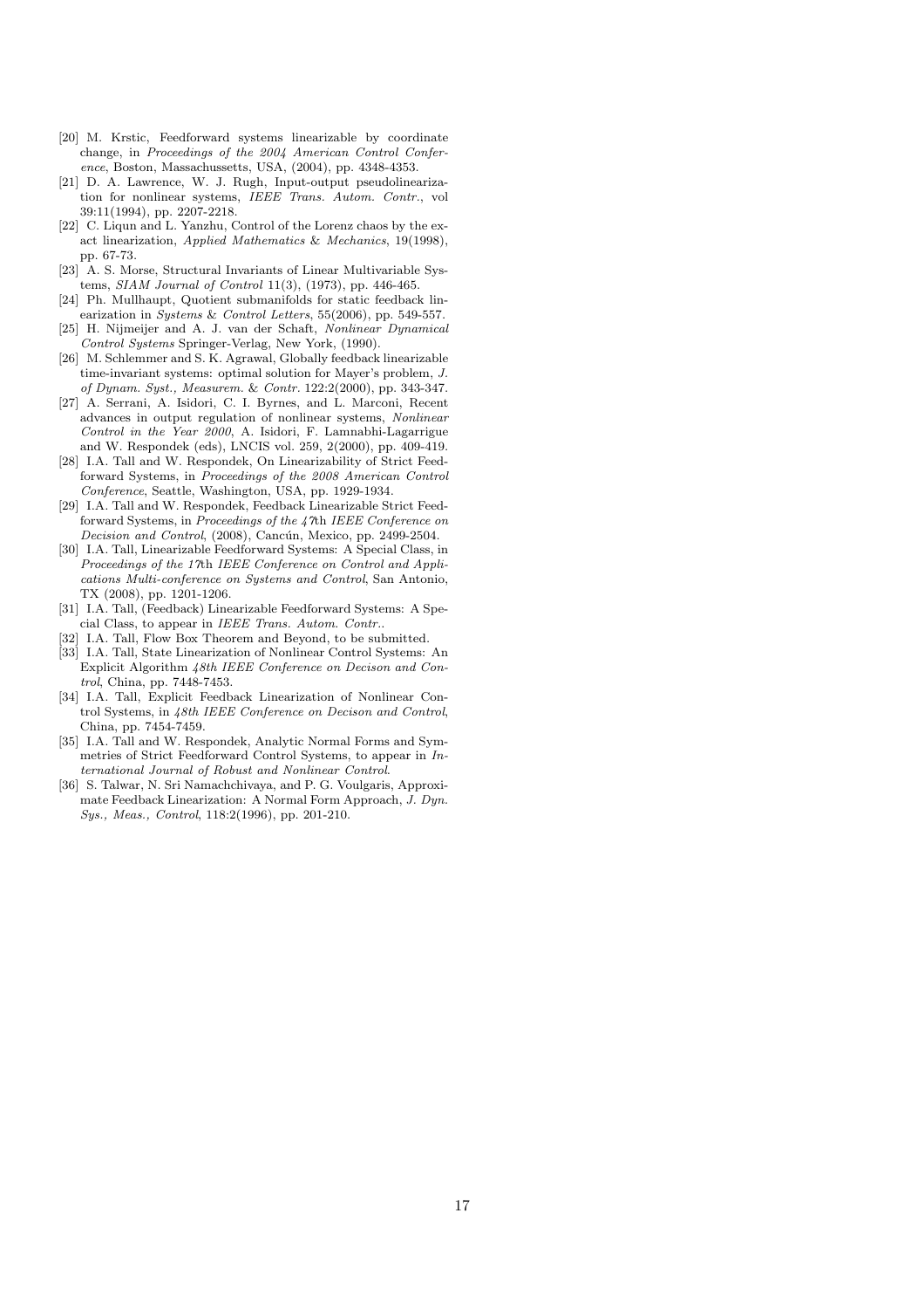[20] M. Krstic, Feedforward systems linearizable by coordinate change, in *Proceedings of the 2004 American Control Conference*, Boston, Massachussetts, USA, (2004), pp. 4348-4353.

[21] D. A. Lawrence, W. J. Rugh, Input-output pseudolinearization for nonlinear systems, *IEEE Trans. Autom. Contr.*, vol 39:11(1994), pp. 2207-2218.

[22] C. Liqun and L. Yanzhu, Control of the Lorenz chaos by the exact linearization, *Applied Mathematics & Mechanics*, 19(1998), pp. 67-73.

[23] A. S. Morse, Structural Invariants of Linear Multivariable Systems, *SIAM Journal of Control* 11(3), (1973), pp. 446-465.

[24] Ph. Mullhaupt, Quotient submanifolds for static feedback linearization in *Systems & Control Letters*, 55(2006), pp. 549-557.

[25] H. Nijmeijer and A. J. van der Schaft, *Nonlinear Dynamical Control Systems* Springer-Verlag, New York, (1990).

[26] M. Schlemmer and S. K. Agrawal, Globally feedback linearizable time-invariant systems: optimal solution for Mayer's problem, *J. of Dynam. Syst., Measurem. & Contr.* 122:2(2000), pp. 343-347.

[27] A. Serrani, A. Isidori, C. I. Byrnes, and L. Marconi, Recent advances in output regulation of nonlinear systems, *Nonlinear Control in the Year 2000*, A. Isidori, F. Lamnabhi-Lagarrigue and W. Respondek (eds), LNCIS vol. 259, 2(2000), pp. 409-419.

[28] I.A. Tall and W. Respondek, On Linearizability of Strict Feedforward Systems, in *Proceedings of the 2008 American Control Conference*, Seattle, Washington, USA, pp. 1929-1934.

[29] I.A. Tall and W. Respondek, Feedback Linearizable Strict Feedforward Systems, in *Proceedings of the 47th IEEE Conference on Decision and Control*, (2008), Cancún, Mexico, pp. 2499-2504.

[30] I.A. Tall, Linearizable Feedforward Systems: A Special Class, in *Proceedings of the 17th IEEE Conference on Control and Applications Multi-conference on Systems and Control*, San Antonio, TX (2008), pp. 1201-1206.

[31] I.A. Tall, (Feedback) Linearizable Feedforward Systems: A Special Class, to appear in *IEEE Trans. Autom. Contr.*.

[32] I.A. Tall, Flow Box Theorem and Beyond, to be submitted.

[33] I.A. Tall, State Linearization of Nonlinear Control Systems: An Explicit Algorithm *48th IEEE Conference on Decison and Control*, China, pp. 7448-7453.

[34] I.A. Tall, Explicit Feedback Linearization of Nonlinear Control Systems, in *48th IEEE Conference on Decison and Control*, China, pp. 7454-7459.

[35] I.A. Tall and W. Respondek, Analytic Normal Forms and Symmetries of Strict Feedforward Control Systems, to appear in *International Journal of Robust and Nonlinear Control*.

[36] S. Talwar, N. Sri Namachchivaya, and P. G. Voulgaris, Approximate Feedback Linearization: A Normal Form Approach, *J. Dyn. Sys., Meas., Control*, 118:2(1996), pp. 201-210.